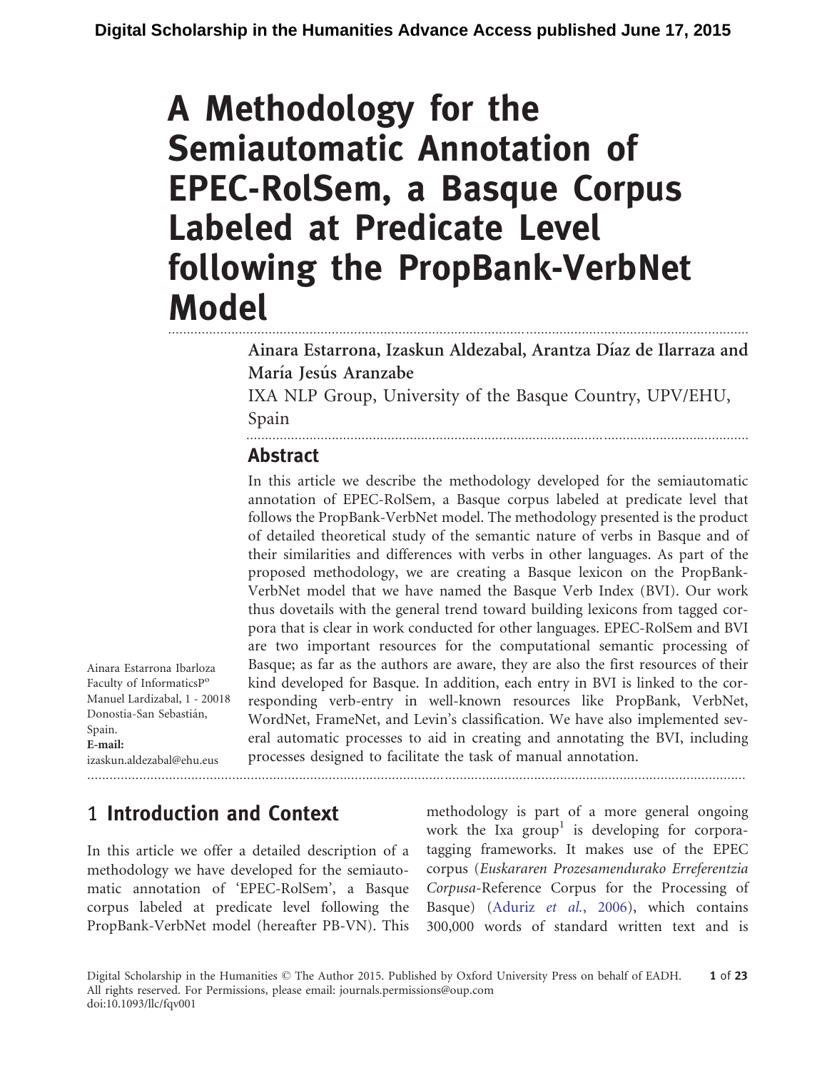# A Methodology for the Semiautomatic Annotation of EPEC-RolSem, a Basque Corpus Labeled at Predicate Level following the PropBank-VerbNet Model

**Ainara Estarrona, Izaskun Aldezabal, Arantza Díaz de Ilarraza and María Jesús Aranzabe**

IXA NLP Group, University of the Basque Country, UPV/EHU, Spain

## Abstract

In this article we describe the methodology developed for the semiautomatic annotation of EPEC-RolSem, a Basque corpus labeled at predicate level that follows the PropBank-VerbNet model. The methodology presented is the product of detailed theoretical study of the semantic nature of verbs in Basque and of their similarities and differences with verbs in other languages. As part of the proposed methodology, we are creating a Basque lexicon on the PropBank-VerbNet model that we have named the Basque Verb Index (BVI). Our work thus dovetails with the general trend toward building lexicons from tagged corpora that is clear in work conducted for other languages. EPEC-RolSem and BVI are two important resources for the computational semantic processing of Basque; as far as the authors are aware, they are also the first resources of their kind developed for Basque. In addition, each entry in BVI is linked to the corresponding verb-entry in well-known resources like PropBank, VerbNet, WordNet, FrameNet, and Levin's classification. We have also implemented several automatic processes to aid in creating and annotating the BVI, including processes designed to facilitate the task of manual annotation.

Ainara Estarrona Ibarloza
Faculty of InformaticsPº Manuel Lardizabal, 1 - 20018 Donostia-San Sebastián, Spain.
**E-mail:** izaskun.aldezabal@ehu.eus

## 1 Introduction and Context

In this article we offer a detailed description of a methodology we have developed for the semiautomatic annotation of 'EPEC-RolSem', a Basque corpus labeled at predicate level following the PropBank-VerbNet model (hereafter PB-VN). This methodology is part of a more general ongoing work the Ixa group[1] is developing for corpora-tagging frameworks. It makes use of the EPEC corpus (*Euskararen Prozesamendurako Erreferentzia Corpusa*-Reference Corpus for the Processing of Basque) (Aduriz *et al.*, 2006), which contains 300,000 words of standard written text and is

Digital Scholarship in the Humanities © The Author 2015. Published by Oxford University Press on behalf of EADH. All rights reserved. For Permissions, please email: journals.permissions@oup.com
doi:10.1093/llc/fqv001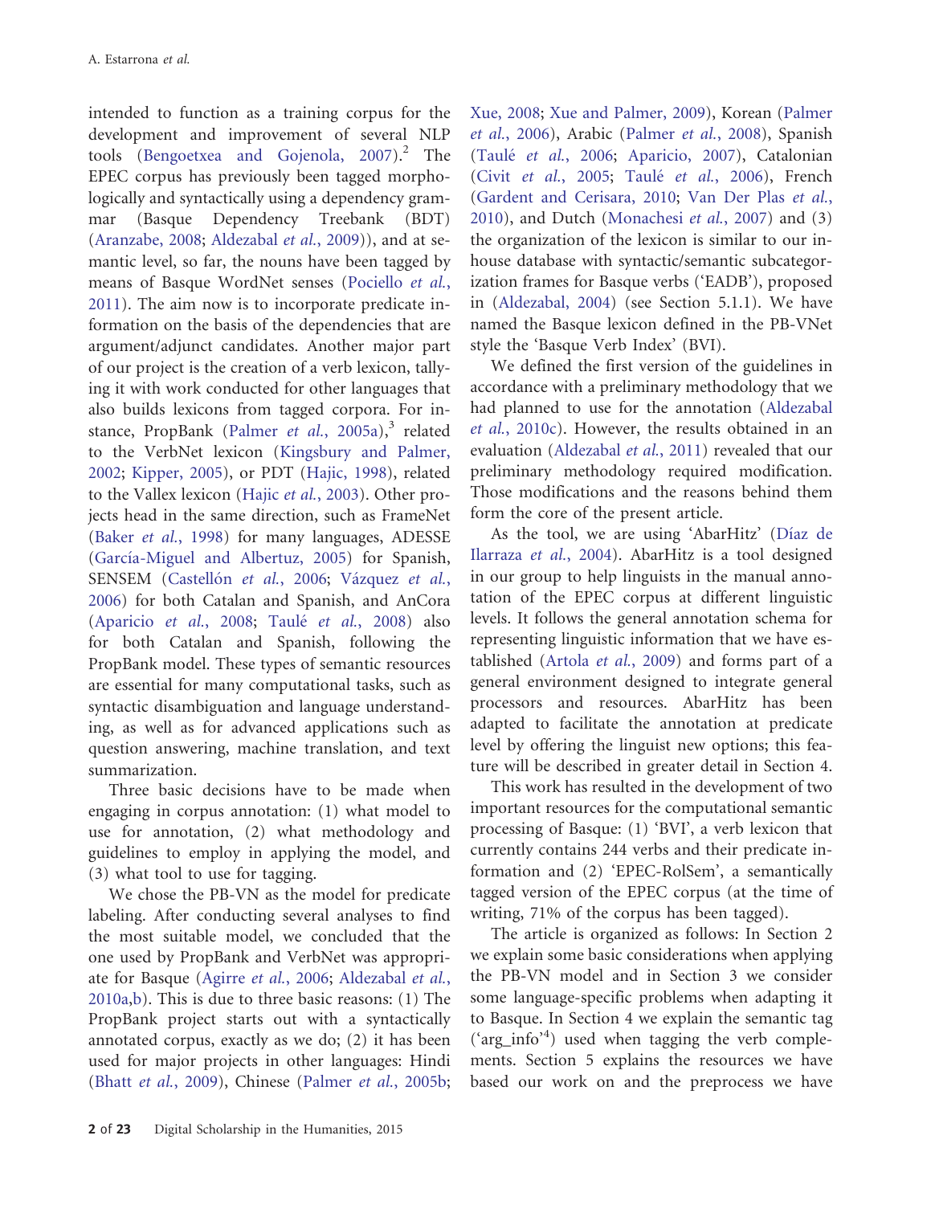intended to function as a training corpus for the development and improvement of several NLP tools (Bengoetxea and Gojenola, 2007).[2] The EPEC corpus has previously been tagged morphologically and syntactically using a dependency grammar (Basque Dependency Treebank (BDT) (Aranzabe, 2008; Aldezabal *et al.*, 2009)), and at semantic level, so far, the nouns have been tagged by means of Basque WordNet senses (Pociello *et al.*, 2011). The aim now is to incorporate predicate information on the basis of the dependencies that are argument/adjunct candidates. Another major part of our project is the creation of a verb lexicon, tallying it with work conducted for other languages that also builds lexicons from tagged corpora. For instance, PropBank (Palmer *et al.*, 2005a),[3] related to the VerbNet lexicon (Kingsbury and Palmer, 2002; Kipper, 2005), or PDT (Hajic, 1998), related to the Vallex lexicon (Hajic *et al.*, 2003). Other projects head in the same direction, such as FrameNet (Baker *et al.*, 1998) for many languages, ADESSE (García-Miguel and Albertuz, 2005) for Spanish, SENSEM (Castellón *et al.*, 2006; Vázquez *et al.*, 2006) for both Catalan and Spanish, and AnCora (Aparicio *et al.*, 2008; Taulé *et al.*, 2008) also for both Catalan and Spanish, following the PropBank model. These types of semantic resources are essential for many computational tasks, such as syntactic disambiguation and language understanding, as well as for advanced applications such as question answering, machine translation, and text summarization.

Three basic decisions have to be made when engaging in corpus annotation: (1) what model to use for annotation, (2) what methodology and guidelines to employ in applying the model, and (3) what tool to use for tagging.

We chose the PB-VN as the model for predicate labeling. After conducting several analyses to find the most suitable model, we concluded that the one used by PropBank and VerbNet was appropriate for Basque (Agirre *et al.*, 2006; Aldezabal *et al.*, 2010a,b). This is due to three basic reasons: (1) The PropBank project starts out with a syntactically annotated corpus, exactly as we do; (2) it has been used for major projects in other languages: Hindi (Bhatt *et al.*, 2009), Chinese (Palmer *et al.*, 2005b; Xue, 2008; Xue and Palmer, 2009), Korean (Palmer *et al.*, 2006), Arabic (Palmer *et al.*, 2008), Spanish (Taulé *et al.*, 2006; Aparicio, 2007), Catalonian (Civit *et al.*, 2005; Taulé *et al.*, 2006), French (Gardent and Cerisara, 2010; Van Der Plas *et al.*, 2010), and Dutch (Monachesi *et al.*, 2007) and (3) the organization of the lexicon is similar to our in-house database with syntactic/semantic subcategorization frames for Basque verbs ('EADB'), proposed in (Aldezabal, 2004) (see Section 5.1.1). We have named the Basque lexicon defined in the PB-VNet style the 'Basque Verb Index' (BVI).

We defined the first version of the guidelines in accordance with a preliminary methodology that we had planned to use for the annotation (Aldezabal *et al.*, 2010c). However, the results obtained in an evaluation (Aldezabal *et al.*, 2011) revealed that our preliminary methodology required modification. Those modifications and the reasons behind them form the core of the present article.

As the tool, we are using 'AbarHitz' (Díaz de Ilarraza *et al.*, 2004). AbarHitz is a tool designed in our group to help linguists in the manual annotation of the EPEC corpus at different linguistic levels. It follows the general annotation schema for representing linguistic information that we have established (Artola *et al.*, 2009) and forms part of a general environment designed to integrate general processors and resources. AbarHitz has been adapted to facilitate the annotation at predicate level by offering the linguist new options; this feature will be described in greater detail in Section 4.

This work has resulted in the development of two important resources for the computational semantic processing of Basque: (1) 'BVI', a verb lexicon that currently contains 244 verbs and their predicate information and (2) 'EPEC-RolSem', a semantically tagged version of the EPEC corpus (at the time of writing, 71% of the corpus has been tagged).

The article is organized as follows: In Section 2 we explain some basic considerations when applying the PB-VN model and in Section 3 we consider some language-specific problems when adapting it to Basque. In Section 4 we explain the semantic tag ('arg_info'[4]) used when tagging the verb complements. Section 5 explains the resources we have based our work on and the preprocess we have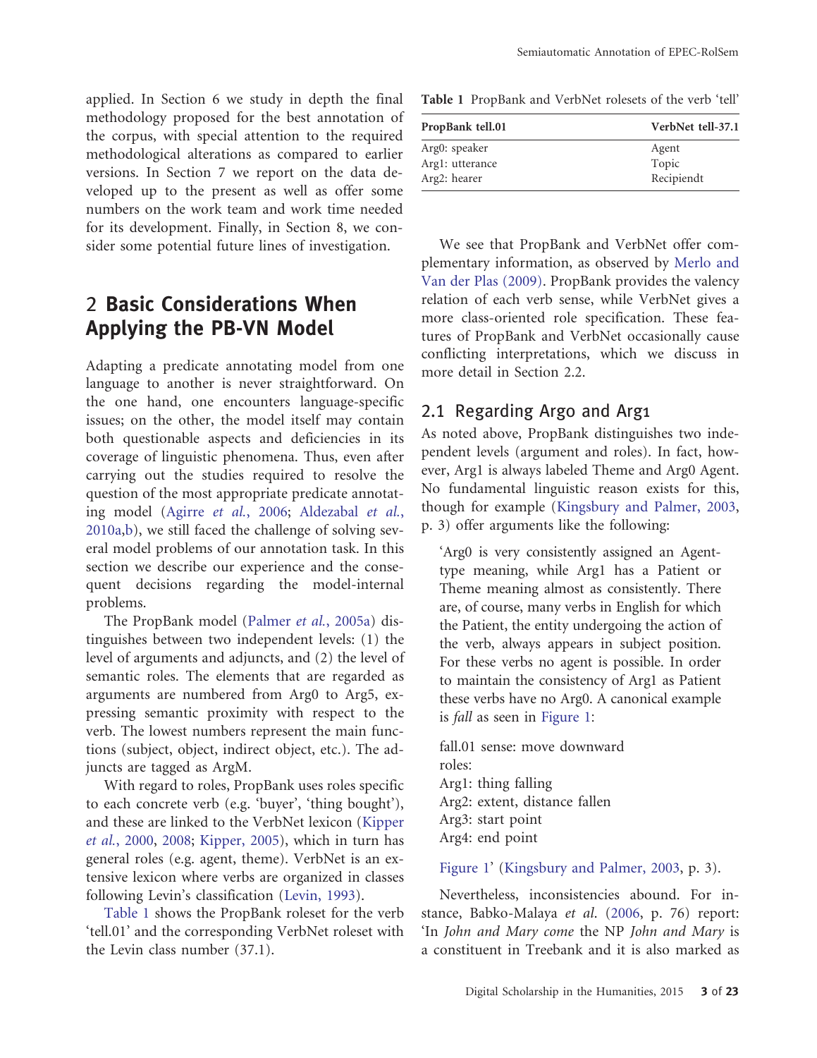applied. In Section 6 we study in depth the final methodology proposed for the best annotation of the corpus, with special attention to the required methodological alterations as compared to earlier versions. In Section 7 we report on the data developed up to the present as well as offer some numbers on the work team and work time needed for its development. Finally, in Section 8, we consider some potential future lines of investigation.

## 2 Basic Considerations When Applying the PB-VN Model

Adapting a predicate annotating model from one language to another is never straightforward. On the one hand, one encounters language-specific issues; on the other, the model itself may contain both questionable aspects and deficiencies in its coverage of linguistic phenomena. Thus, even after carrying out the studies required to resolve the question of the most appropriate predicate annotating model (Agirre *et al.*, 2006; Aldezabal *et al.*, 2010a,b), we still faced the challenge of solving several model problems of our annotation task. In this section we describe our experience and the consequent decisions regarding the model-internal problems.

The PropBank model (Palmer *et al.*, 2005a) distinguishes between two independent levels: (1) the level of arguments and adjuncts, and (2) the level of semantic roles. The elements that are regarded as arguments are numbered from Arg0 to Arg5, expressing semantic proximity with respect to the verb. The lowest numbers represent the main functions (subject, object, indirect object, etc.). The adjuncts are tagged as ArgM.

With regard to roles, PropBank uses roles specific to each concrete verb (e.g. 'buyer', 'thing bought'), and these are linked to the VerbNet lexicon (Kipper *et al.*, 2000, 2008; Kipper, 2005), which in turn has general roles (e.g. agent, theme). VerbNet is an extensive lexicon where verbs are organized in classes following Levin's classification (Levin, 1993).

Table 1 shows the PropBank roleset for the verb 'tell.01' and the corresponding VerbNet roleset with the Levin class number (37.1).

Table 1 PropBank and VerbNet rolesets of the verb 'tell'

| PropBank tell.01 | VerbNet tell-37.1 |
|---|---|
| Arg0: speaker | Agent |
| Arg1: utterance | Topic |
| Arg2: hearer | Recipiendt |

We see that PropBank and VerbNet offer complementary information, as observed by Merlo and Van der Plas (2009). PropBank provides the valency relation of each verb sense, while VerbNet gives a more class-oriented role specification. These features of PropBank and VerbNet occasionally cause conflicting interpretations, which we discuss in more detail in Section 2.2.

### 2.1 Regarding Arg0 and Arg1

As noted above, PropBank distinguishes two independent levels (argument and roles). In fact, however, Arg1 is always labeled Theme and Arg0 Agent. No fundamental linguistic reason exists for this, though for example (Kingsbury and Palmer, 2003, p. 3) offer arguments like the following:

> 'Arg0 is very consistently assigned an Agent-type meaning, while Arg1 has a Patient or Theme meaning almost as consistently. There are, of course, many verbs in English for which the Patient, the entity undergoing the action of the verb, always appears in subject position. For these verbs no agent is possible. In order to maintain the consistency of Arg1 as Patient these verbs have no Arg0. A canonical example is *fall* as seen in Figure 1:
>
> fall.01 sense: move downward
> roles:
> Arg1: thing falling
> Arg2: extent, distance fallen
> Arg3: start point
> Arg4: end point
>
> Figure 1' (Kingsbury and Palmer, 2003, p. 3).

Nevertheless, inconsistencies abound. For instance, Babko-Malaya *et al.* (2006, p. 76) report: 'In *John and Mary come* the NP *John and Mary* is a constituent in Treebank and it is also marked as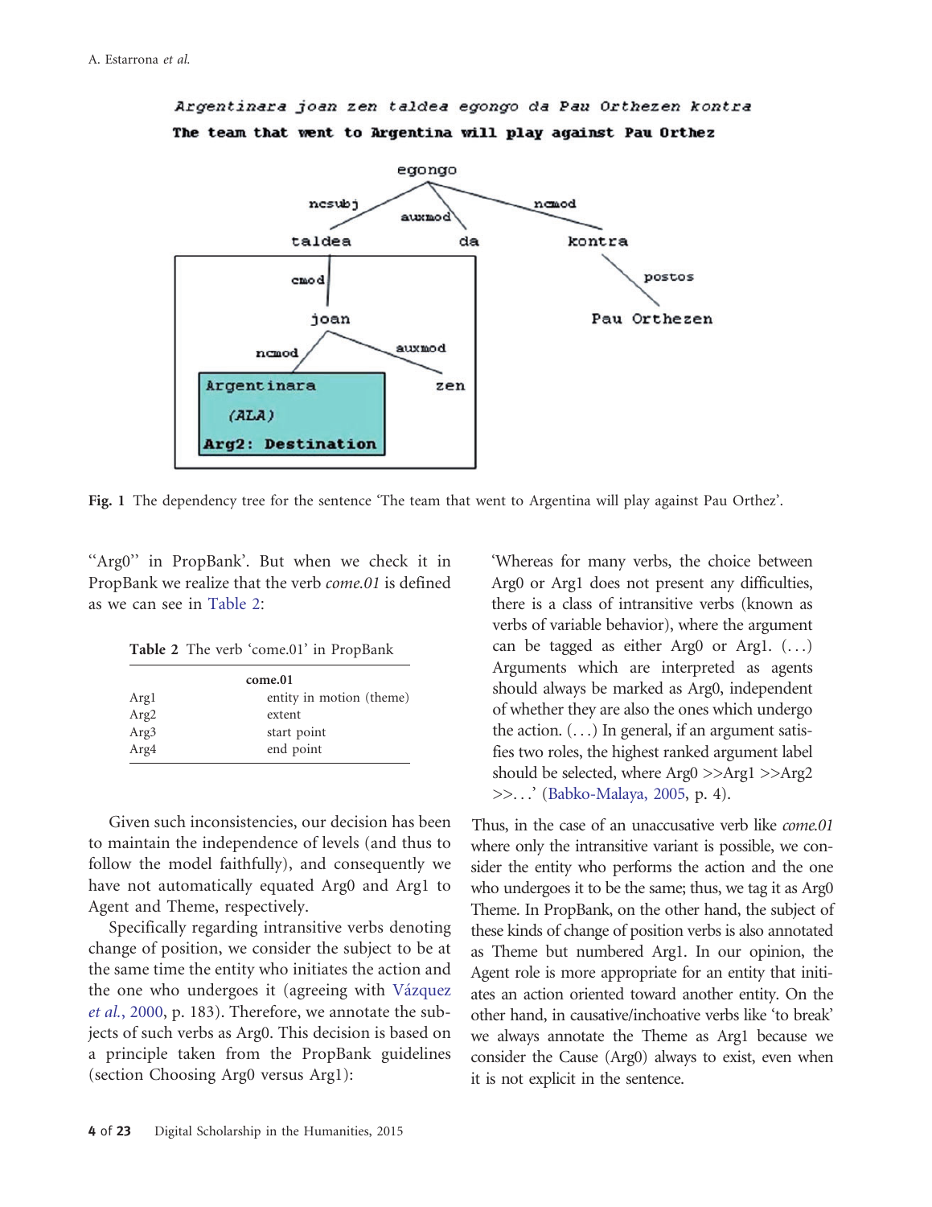Fig. 1 The dependency tree for the sentence 'The team that went to Argentina will play against Pau Orthez'.

"Arg0" in PropBank'. But when we check it in PropBank we realize that the verb *come.01* is defined as we can see in Table 2:

Table 2 The verb 'come.01' in PropBank

| | come.01 |
|---|---|
| Arg1 | entity in motion (theme) |
| Arg2 | extent |
| Arg3 | start point |
| Arg4 | end point |

Given such inconsistencies, our decision has been to maintain the independence of levels (and thus to follow the model faithfully), and consequently we have not automatically equated Arg0 and Arg1 to Agent and Theme, respectively.

Specifically regarding intransitive verbs denoting change of position, we consider the subject to be at the same time the entity who initiates the action and the one who undergoes it (agreeing with Vázquez *et al.*, 2000, p. 183). Therefore, we annotate the subjects of such verbs as Arg0. This decision is based on a principle taken from the PropBank guidelines (section Choosing Arg0 versus Arg1):

> 'Whereas for many verbs, the choice between Arg0 or Arg1 does not present any difficulties, there is a class of intransitive verbs (known as verbs of variable behavior), where the argument can be tagged as either Arg0 or Arg1. (...) Arguments which are interpreted as agents should always be marked as Arg0, independent of whether they are also the ones which undergo the action. (...) In general, if an argument satisfies two roles, the highest ranked argument label should be selected, where Arg0 >>Arg1 >>Arg2 >>...' (Babko-Malaya, 2005, p. 4).

Thus, in the case of an unaccusative verb like *come.01* where only the intransitive variant is possible, we consider the entity who performs the action and the one who undergoes it to be the same; thus, we tag it as Arg0 Theme. In PropBank, on the other hand, the subject of these kinds of change of position verbs is also annotated as Theme but numbered Arg1. In our opinion, the Agent role is more appropriate for an entity that initiates an action oriented toward another entity. On the other hand, in causative/inchoative verbs like 'to break' we always annotate the Theme as Arg1 because we consider the Cause (Arg0) always to exist, even when it is not explicit in the sentence.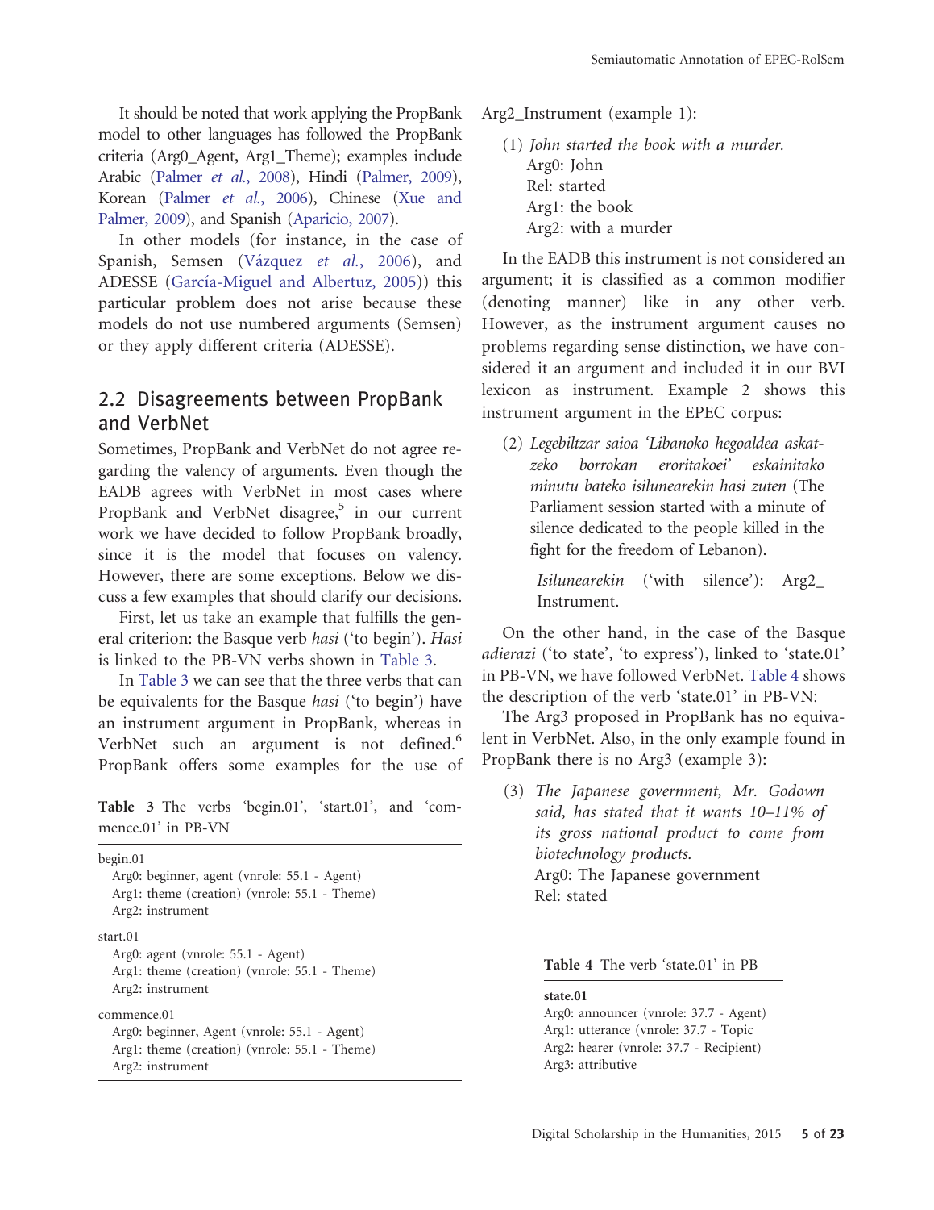It should be noted that work applying the PropBank model to other languages has followed the PropBank criteria (Arg0_Agent, Arg1_Theme); examples include Arabic (Palmer *et al.*, 2008), Hindi (Palmer, 2009), Korean (Palmer *et al.*, 2006), Chinese (Xue and Palmer, 2009), and Spanish (Aparicio, 2007).

In other models (for instance, in the case of Spanish, Semsen (Vázquez *et al.*, 2006), and ADESSE (García-Miguel and Albertuz, 2005)) this particular problem does not arise because these models do not use numbered arguments (Semsen) or they apply different criteria (ADESSE).

## 2.2 Disagreements between PropBank and VerbNet

Sometimes, PropBank and VerbNet do not agree regarding the valency of arguments. Even though the EADB agrees with VerbNet in most cases where PropBank and VerbNet disagree,[5] in our current work we have decided to follow PropBank broadly, since it is the model that focuses on valency. However, there are some exceptions. Below we discuss a few examples that should clarify our decisions.

First, let us take an example that fulfills the general criterion: the Basque verb *hasi* ('to begin'). *Hasi* is linked to the PB-VN verbs shown in Table 3.

In Table 3 we can see that the three verbs that can be equivalents for the Basque *hasi* ('to begin') have an instrument argument in PropBank, whereas in VerbNet such an argument is not defined.[6] PropBank offers some examples for the use of Arg2_Instrument (example 1):

(1) *John started the book with a murder.*
Arg0: John
Rel: started
Arg1: the book
Arg2: with a murder

**Table 3** The verbs 'begin.01', 'start.01', and 'commence.01' in PB-VN

| |
|---|
| begin.01 |
| Arg0: beginner, agent (vnrole: 55.1 - Agent) |
| Arg1: theme (creation) (vnrole: 55.1 - Theme) |
| Arg2: instrument |
| start.01 |
| Arg0: agent (vnrole: 55.1 - Agent) |
| Arg1: theme (creation) (vnrole: 55.1 - Theme) |
| Arg2: instrument |
| commence.01 |
| Arg0: beginner, Agent (vnrole: 55.1 - Agent) |
| Arg1: theme (creation) (vnrole: 55.1 - Theme) |
| Arg2: instrument |

In the EADB this instrument is not considered an argument; it is classified as a common modifier (denoting manner) like in any other verb. However, as the instrument argument causes no problems regarding sense distinction, we have considered it an argument and included it in our BVI lexicon as instrument. Example 2 shows this instrument argument in the EPEC corpus:

(2) *Legebiltzar saioa 'Libanoko hegoaldea askatzeko borrokan eroritakoei' eskainitako minutu bateko isilunearekin hasi zuten* (The Parliament session started with a minute of silence dedicated to the people killed in the fight for the freedom of Lebanon).

*Isilunearekin* ('with silence'): Arg2_Instrument.

On the other hand, in the case of the Basque *adierazi* ('to state', 'to express'), linked to 'state.01' in PB-VN, we have followed VerbNet. Table 4 shows the description of the verb 'state.01' in PB-VN:

The Arg3 proposed in PropBank has no equivalent in VerbNet. Also, in the only example found in PropBank there is no Arg3 (example 3):

(3) *The Japanese government, Mr. Godown said, has stated that it wants 10–11% of its gross national product to come from biotechnology products.*
Arg0: The Japanese government
Rel: stated

**Table 4** The verb 'state.01' in PB

| **state.01** |
|---|
| Arg0: announcer (vnrole: 37.7 - Agent) |
| Arg1: utterance (vnrole: 37.7 - Topic |
| Arg2: hearer (vnrole: 37.7 - Recipient) |
| Arg3: attributive |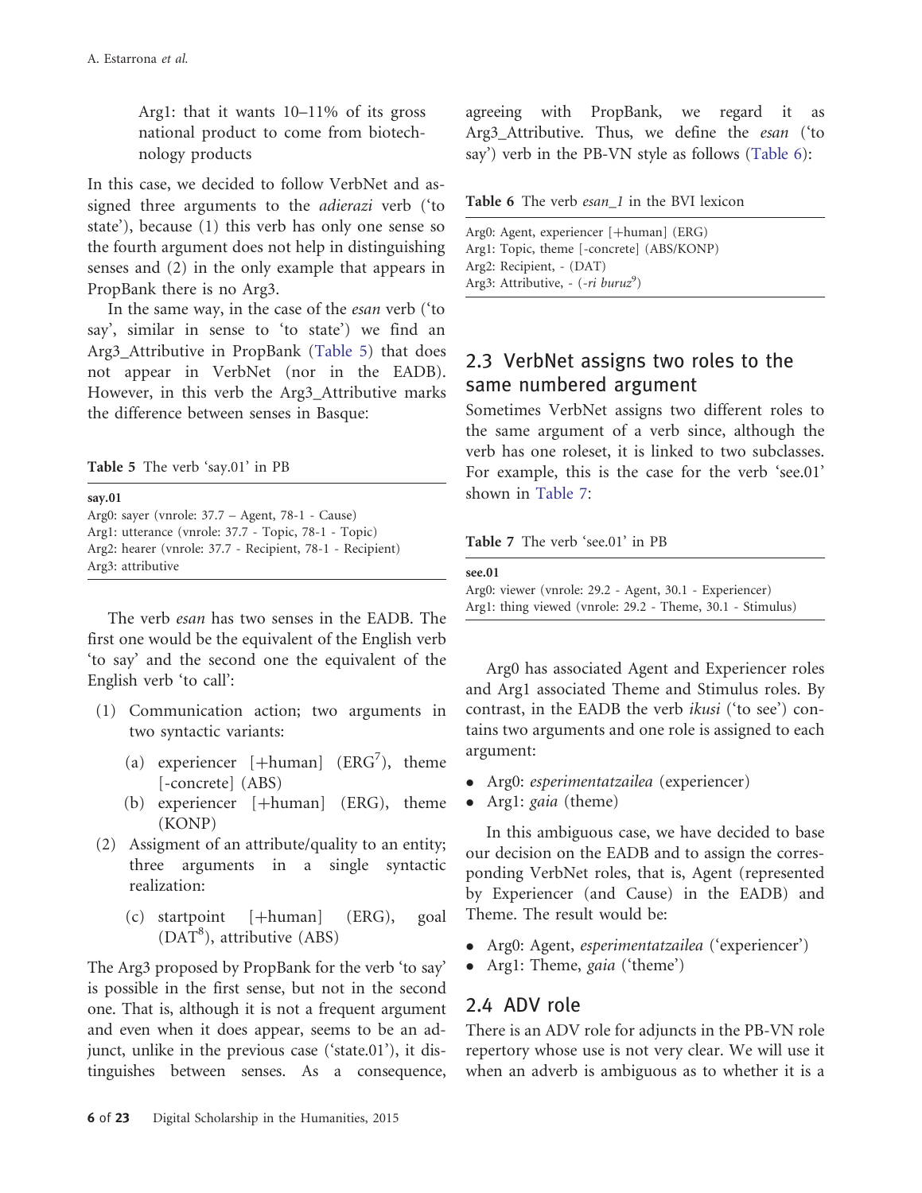Arg1: that it wants 10–11% of its gross national product to come from biotechnology products

In this case, we decided to follow VerbNet and assigned three arguments to the *adierazi* verb ('to state'), because (1) this verb has only one sense so the fourth argument does not help in distinguishing senses and (2) in the only example that appears in PropBank there is no Arg3.

In the same way, in the case of the *esan* verb ('to say', similar in sense to 'to state') we find an Arg3_Attributive in PropBank (Table 5) that does not appear in VerbNet (nor in the EADB). However, in this verb the Arg3_Attributive marks the difference between senses in Basque:

**Table 5** The verb 'say.01' in PB

| **say.01** |
|---|
| Arg0: sayer (vnrole: 37.7 – Agent, 78-1 - Cause) |
| Arg1: utterance (vnrole: 37.7 - Topic, 78-1 - Topic) |
| Arg2: hearer (vnrole: 37.7 - Recipient, 78-1 - Recipient) |
| Arg3: attributive |

The verb *esan* has two senses in the EADB. The first one would be the equivalent of the English verb 'to say' and the second one the equivalent of the English verb 'to call':

(1) Communication action; two arguments in two syntactic variants:

  (a) experiencer [+human] (ERG[7]), theme [-concrete] (ABS)

  (b) experiencer [+human] (ERG), theme (KONP)

(2) Assigment of an attribute/quality to an entity; three arguments in a single syntactic realization:

  (c) startpoint [+human] (ERG), goal (DAT[8]), attributive (ABS)

The Arg3 proposed by PropBank for the verb 'to say' is possible in the first sense, but not in the second one. That is, although it is not a frequent argument and even when it does appear, seems to be an adjunct, unlike in the previous case ('state.01'), it distinguishes between senses. As a consequence, agreeing with PropBank, we regard it as Arg3_Attributive. Thus, we define the *esan* ('to say') verb in the PB-VN style as follows (Table 6):

**Table 6** The verb *esan_1* in the BVI lexicon

| |
|---|
| Arg0: Agent, experiencer [+human] (ERG) |
| Arg1: Topic, theme [-concrete] (ABS/KONP) |
| Arg2: Recipient, - (DAT) |
| Arg3: Attributive, - (*-ri buruz*[9]) |

## 2.3 VerbNet assigns two roles to the same numbered argument

Sometimes VerbNet assigns two different roles to the same argument of a verb since, although the verb has one roleset, it is linked to two subclasses. For example, this is the case for the verb 'see.01' shown in Table 7:

**Table 7** The verb 'see.01' in PB

| **see.01** |
|---|
| Arg0: viewer (vnrole: 29.2 - Agent, 30.1 - Experiencer) |
| Arg1: thing viewed (vnrole: 29.2 - Theme, 30.1 - Stimulus) |

Arg0 has associated Agent and Experiencer roles and Arg1 associated Theme and Stimulus roles. By contrast, in the EADB the verb *ikusi* ('to see') contains two arguments and one role is assigned to each argument:

- Arg0: *esperimentatzailea* (experiencer)
- Arg1: *gaia* (theme)

In this ambiguous case, we have decided to base our decision on the EADB and to assign the corresponding VerbNet roles, that is, Agent (represented by Experiencer (and Cause) in the EADB) and Theme. The result would be:

- Arg0: Agent, *esperimentatzailea* ('experiencer')
- Arg1: Theme, *gaia* ('theme')

## 2.4 ADV role

There is an ADV role for adjuncts in the PB-VN role repertory whose use is not very clear. We will use it when an adverb is ambiguous as to whether it is a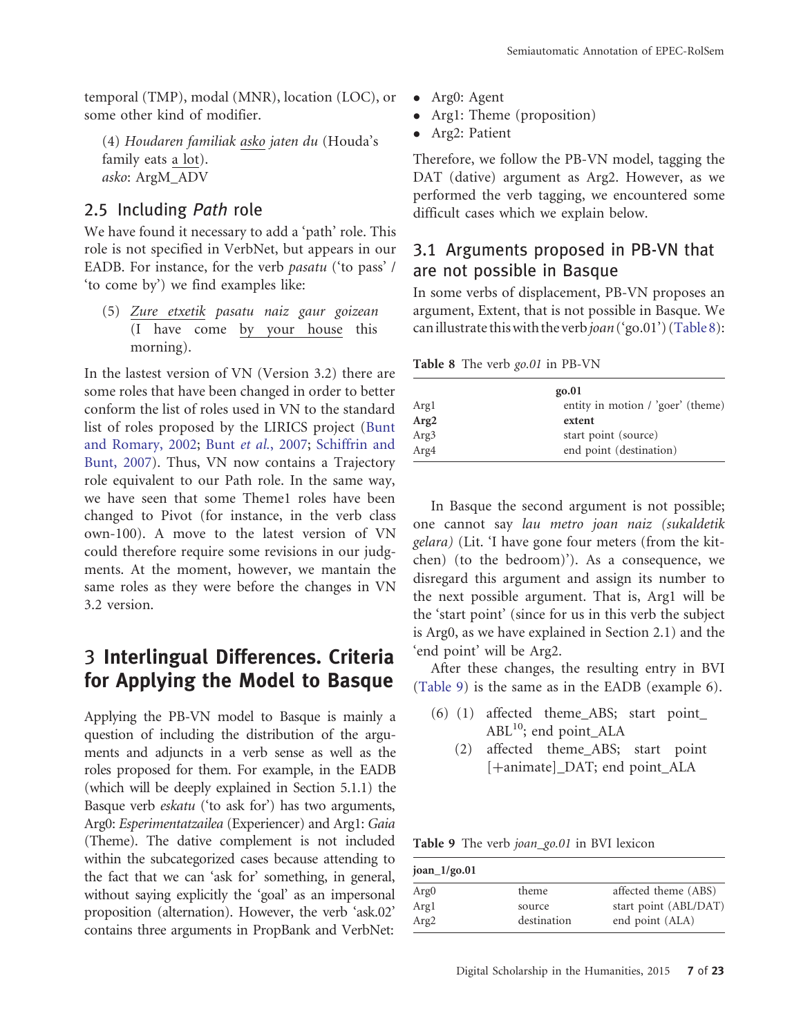temporal (TMP), modal (MNR), location (LOC), or some other kind of modifier.

(4) *Houdaren familiak* asko *jaten du* (Houda's family eats a lot).
*asko*: ArgM_ADV

## 2.5 Including *Path* role

We have found it necessary to add a 'path' role. This role is not specified in VerbNet, but appears in our EADB. For instance, for the verb *pasatu* ('to pass' / 'to come by') we find examples like:

(5) *Zure etxetik pasatu naiz gaur goizean* (I have come by your house this morning).

In the lastest version of VN (Version 3.2) there are some roles that have been changed in order to better conform the list of roles used in VN to the standard list of roles proposed by the LIRICS project (Bunt and Romary, 2002; Bunt *et al.*, 2007; Schiffrin and Bunt, 2007). Thus, VN now contains a Trajectory role equivalent to our Path role. In the same way, we have seen that some Theme1 roles have been changed to Pivot (for instance, in the verb class own-100). A move to the latest version of VN could therefore require some revisions in our judgments. At the moment, however, we mantain the same roles as they were before the changes in VN 3.2 version.

# 3 Interlingual Differences. Criteria for Applying the Model to Basque

Applying the PB-VN model to Basque is mainly a question of including the distribution of the arguments and adjuncts in a verb sense as well as the roles proposed for them. For example, in the EADB (which will be deeply explained in Section 5.1.1) the Basque verb *eskatu* ('to ask for') has two arguments, Arg0: *Esperimentatzailea* (Experiencer) and Arg1: *Gaia* (Theme). The dative complement is not included within the subcategorized cases because attending to the fact that we can 'ask for' something, in general, without saying explicitly the 'goal' as an impersonal proposition (alternation). However, the verb 'ask.02' contains three arguments in PropBank and VerbNet:

- Arg0: Agent
- Arg1: Theme (proposition)
- Arg2: Patient

Therefore, we follow the PB-VN model, tagging the DAT (dative) argument as Arg2. However, as we performed the verb tagging, we encountered some difficult cases which we explain below.

## 3.1 Arguments proposed in PB-VN that are not possible in Basque

In some verbs of displacement, PB-VN proposes an argument, Extent, that is not possible in Basque. We can illustrate this with the verb *joan* ('go.01') (Table 8):

**Table 8** The verb *go.01* in PB-VN

| | **go.01** |
|---|---|
| Arg1 | entity in motion / 'goer' (theme) |
| **Arg2** | **extent** |
| Arg3 | start point (source) |
| Arg4 | end point (destination) |

In Basque the second argument is not possible; one cannot say *lau metro joan naiz (sukaldetik gelara)* (Lit. 'I have gone four meters (from the kitchen) (to the bedroom)'). As a consequence, we disregard this argument and assign its number to the next possible argument. That is, Arg1 will be the 'start point' (since for us in this verb the subject is Arg0, as we have explained in Section 2.1) and the 'end point' will be Arg2.

After these changes, the resulting entry in BVI (Table 9) is the same as in the EADB (example 6).

(6) (1) affected theme_ABS; start point_ABL[10]; end point_ALA
(2) affected theme_ABS; start point [+animate]_DAT; end point_ALA

**Table 9** The verb *joan_go.01* in BVI lexicon

| **joan_1/go.01** | | |
|---|---|---|
| Arg0 | theme | affected theme (ABS) |
| Arg1 | source | start point (ABL/DAT) |
| Arg2 | destination | end point (ALA) |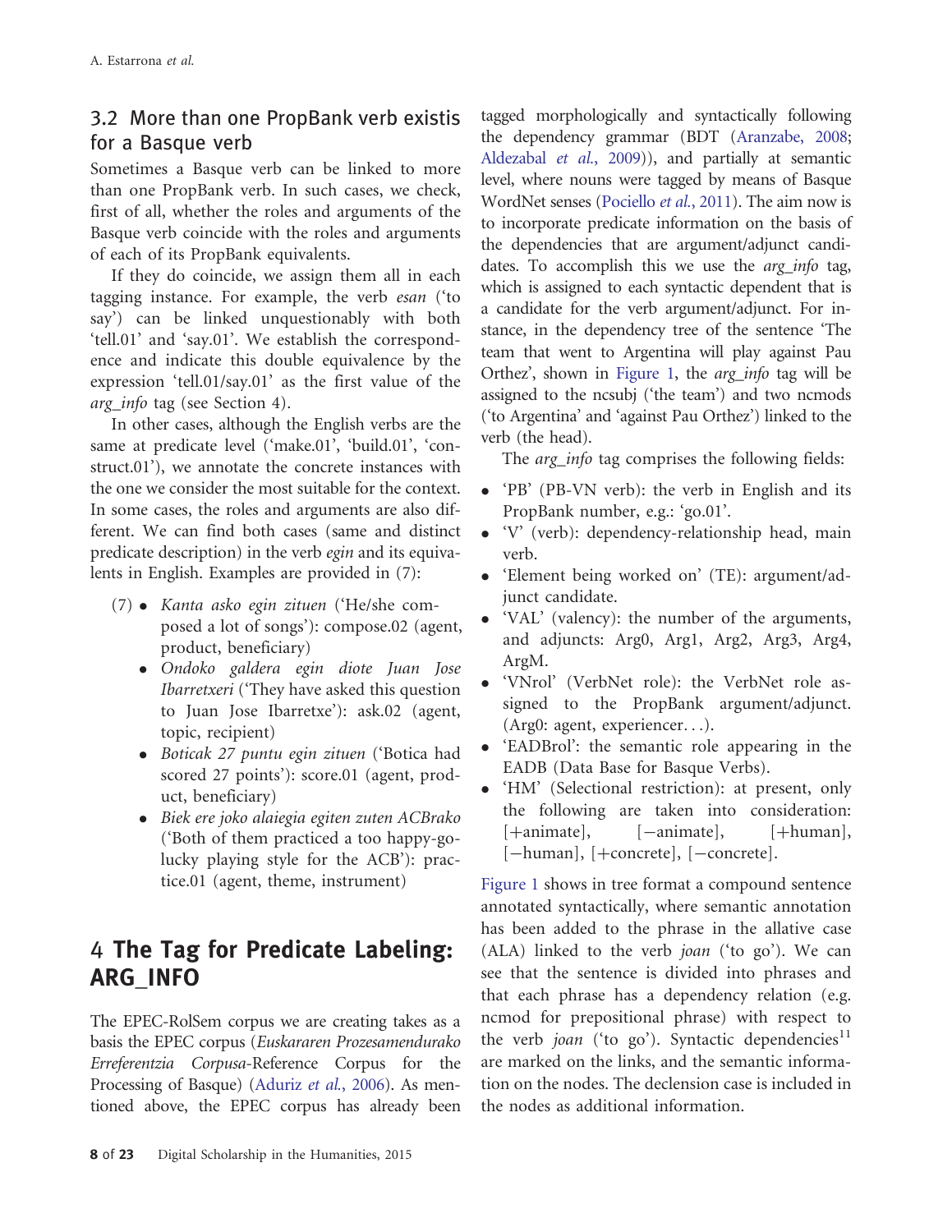## 3.2 More than one PropBank verb existis for a Basque verb

Sometimes a Basque verb can be linked to more than one PropBank verb. In such cases, we check, first of all, whether the roles and arguments of the Basque verb coincide with the roles and arguments of each of its PropBank equivalents.

If they do coincide, we assign them all in each tagging instance. For example, the verb *esan* ('to say') can be linked unquestionably with both 'tell.01' and 'say.01'. We establish the correspondence and indicate this double equivalence by the expression 'tell.01/say.01' as the first value of the *arg_info* tag (see Section 4).

In other cases, although the English verbs are the same at predicate level ('make.01', 'build.01', 'construct.01'), we annotate the concrete instances with the one we consider the most suitable for the context. In some cases, the roles and arguments are also different. We can find both cases (same and distinct predicate description) in the verb *egin* and its equivalents in English. Examples are provided in (7):

(7)
- *Kanta asko egin zituen* ('He/she composed a lot of songs'): compose.02 (agent, product, beneficiary)
- *Ondoko galdera egin diote Juan Jose Ibarretxeri* ('They have asked this question to Juan Jose Ibarretxe'): ask.02 (agent, topic, recipient)
- *Boticak 27 puntu egin zituen* ('Botica had scored 27 points'): score.01 (agent, product, beneficiary)
- *Biek ere joko alaiegia egiten zuten ACBrako* ('Both of them practiced a too happy-go-lucky playing style for the ACB'): practice.01 (agent, theme, instrument)

# 4 The Tag for Predicate Labeling: ARG_INFO

The EPEC-RolSem corpus we are creating takes as a basis the EPEC corpus (*Euskararen Prozesamendurako Erreferentzia Corpusa*-Reference Corpus for the Processing of Basque) (Aduriz *et al.*, 2006). As mentioned above, the EPEC corpus has already been tagged morphologically and syntactically following the dependency grammar (BDT (Aranzabe, 2008; Aldezabal *et al.*, 2009)), and partially at semantic level, where nouns were tagged by means of Basque WordNet senses (Pociello *et al.*, 2011). The aim now is to incorporate predicate information on the basis of the dependencies that are argument/adjunct candidates. To accomplish this we use the *arg_info* tag, which is assigned to each syntactic dependent that is a candidate for the verb argument/adjunct. For instance, in the dependency tree of the sentence 'The team that went to Argentina will play against Pau Orthez', shown in Figure 1, the *arg_info* tag will be assigned to the ncsubj ('the team') and two ncmods ('to Argentina' and 'against Pau Orthez') linked to the verb (the head).

The *arg_info* tag comprises the following fields:

- 'PB' (PB-VN verb): the verb in English and its PropBank number, e.g.: 'go.01'.
- 'V' (verb): dependency-relationship head, main verb.
- 'Element being worked on' (TE): argument/adjunct candidate.
- 'VAL' (valency): the number of the arguments, and adjuncts: Arg0, Arg1, Arg2, Arg3, Arg4, ArgM.
- 'VNrol' (VerbNet role): the VerbNet role assigned to the PropBank argument/adjunct. (Arg0: agent, experiencer…).
- 'EADBrol': the semantic role appearing in the EADB (Data Base for Basque Verbs).
- 'HM' (Selectional restriction): at present, only the following are taken into consideration: [+animate], [−animate], [+human], [−human], [+concrete], [−concrete].

Figure 1 shows in tree format a compound sentence annotated syntactically, where semantic annotation has been added to the phrase in the allative case (ALA) linked to the verb *joan* ('to go'). We can see that the sentence is divided into phrases and that each phrase has a dependency relation (e.g. ncmod for prepositional phrase) with respect to the verb *joan* ('to go'). Syntactic dependencies[11] are marked on the links, and the semantic information on the nodes. The declension case is included in the nodes as additional information.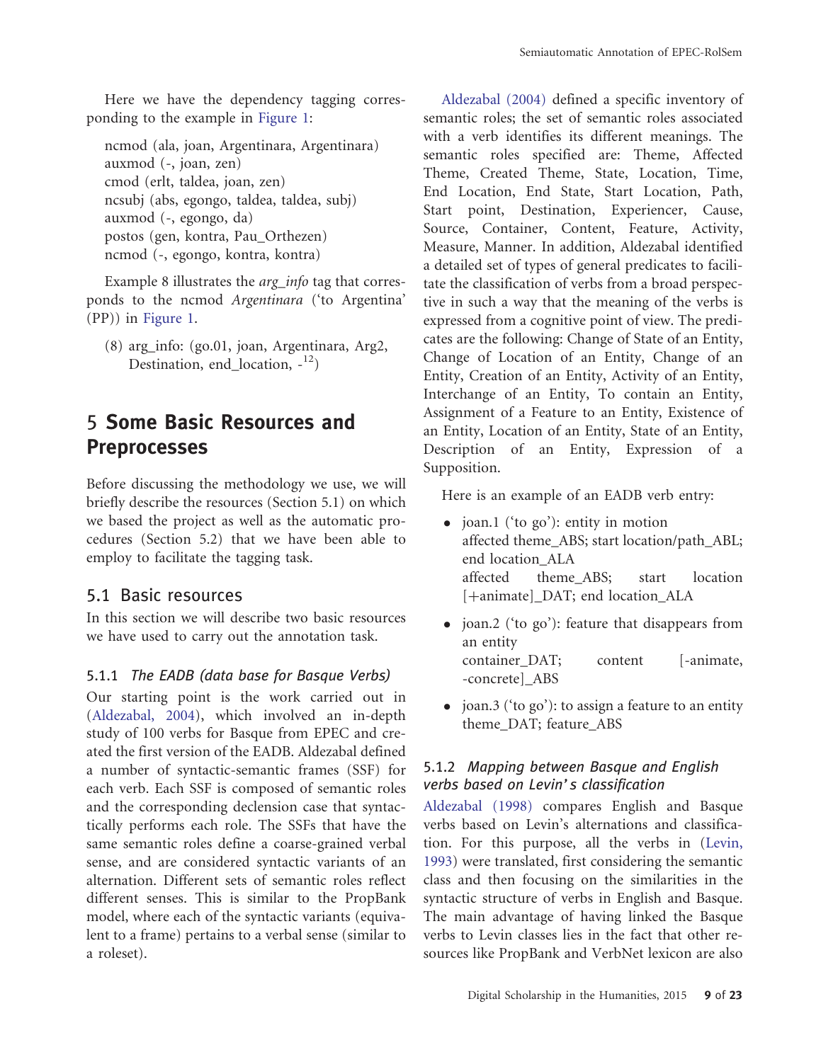Here we have the dependency tagging corresponding to the example in Figure 1:

ncmod (ala, joan, Argentinara, Argentinara)
auxmod (-, joan, zen)
cmod (erlt, taldea, joan, zen)
ncsubj (abs, egongo, taldea, taldea, subj)
auxmod (-, egongo, da)
postos (gen, kontra, Pau_Orthezen)
ncmod (-, egongo, kontra, kontra)

Example 8 illustrates the *arg_info* tag that corresponds to the ncmod *Argentinara* ('to Argentina' (PP)) in Figure 1.

(8) arg_info: (go.01, joan, Argentinara, Arg2, Destination, end_location, -[12])

## 5 Some Basic Resources and Preprocesses

Before discussing the methodology we use, we will briefly describe the resources (Section 5.1) on which we based the project as well as the automatic procedures (Section 5.2) that we have been able to employ to facilitate the tagging task.

### 5.1 Basic resources

In this section we will describe two basic resources we have used to carry out the annotation task.

#### 5.1.1 *The EADB (data base for Basque Verbs)*

Our starting point is the work carried out in (Aldezabal, 2004), which involved an in-depth study of 100 verbs for Basque from EPEC and created the first version of the EADB. Aldezabal defined a number of syntactic-semantic frames (SSF) for each verb. Each SSF is composed of semantic roles and the corresponding declension case that syntactically performs each role. The SSFs that have the same semantic roles define a coarse-grained verbal sense, and are considered syntactic variants of an alternation. Different sets of semantic roles reflect different senses. This is similar to the PropBank model, where each of the syntactic variants (equivalent to a frame) pertains to a verbal sense (similar to a roleset).

Aldezabal (2004) defined a specific inventory of semantic roles; the set of semantic roles associated with a verb identifies its different meanings. The semantic roles specified are: Theme, Affected Theme, Created Theme, State, Location, Time, End Location, End State, Start Location, Path, Start point, Destination, Experiencer, Cause, Source, Container, Content, Feature, Activity, Measure, Manner. In addition, Aldezabal identified a detailed set of types of general predicates to facilitate the classification of verbs from a broad perspective in such a way that the meaning of the verbs is expressed from a cognitive point of view. The predicates are the following: Change of State of an Entity, Change of Location of an Entity, Change of an Entity, Creation of an Entity, Activity of an Entity, Interchange of an Entity, To contain an Entity, Assignment of a Feature to an Entity, Existence of an Entity, Location of an Entity, State of an Entity, Description of an Entity, Expression of a Supposition.

Here is an example of an EADB verb entry:

- joan.1 ('to go'): entity in motion
  affected theme_ABS; start location/path_ABL; end location_ALA
  affected theme_ABS; start location [+animate]_DAT; end location_ALA
- joan.2 ('to go'): feature that disappears from an entity
  container_DAT; content [-animate, -concrete]_ABS
- joan.3 ('to go'): to assign a feature to an entity
  theme_DAT; feature_ABS

#### 5.1.2 *Mapping between Basque and English verbs based on Levin's classification*

Aldezabal (1998) compares English and Basque verbs based on Levin's alternations and classification. For this purpose, all the verbs in (Levin, 1993) were translated, first considering the semantic class and then focusing on the similarities in the syntactic structure of verbs in English and Basque. The main advantage of having linked the Basque verbs to Levin classes lies in the fact that other resources like PropBank and VerbNet lexicon are also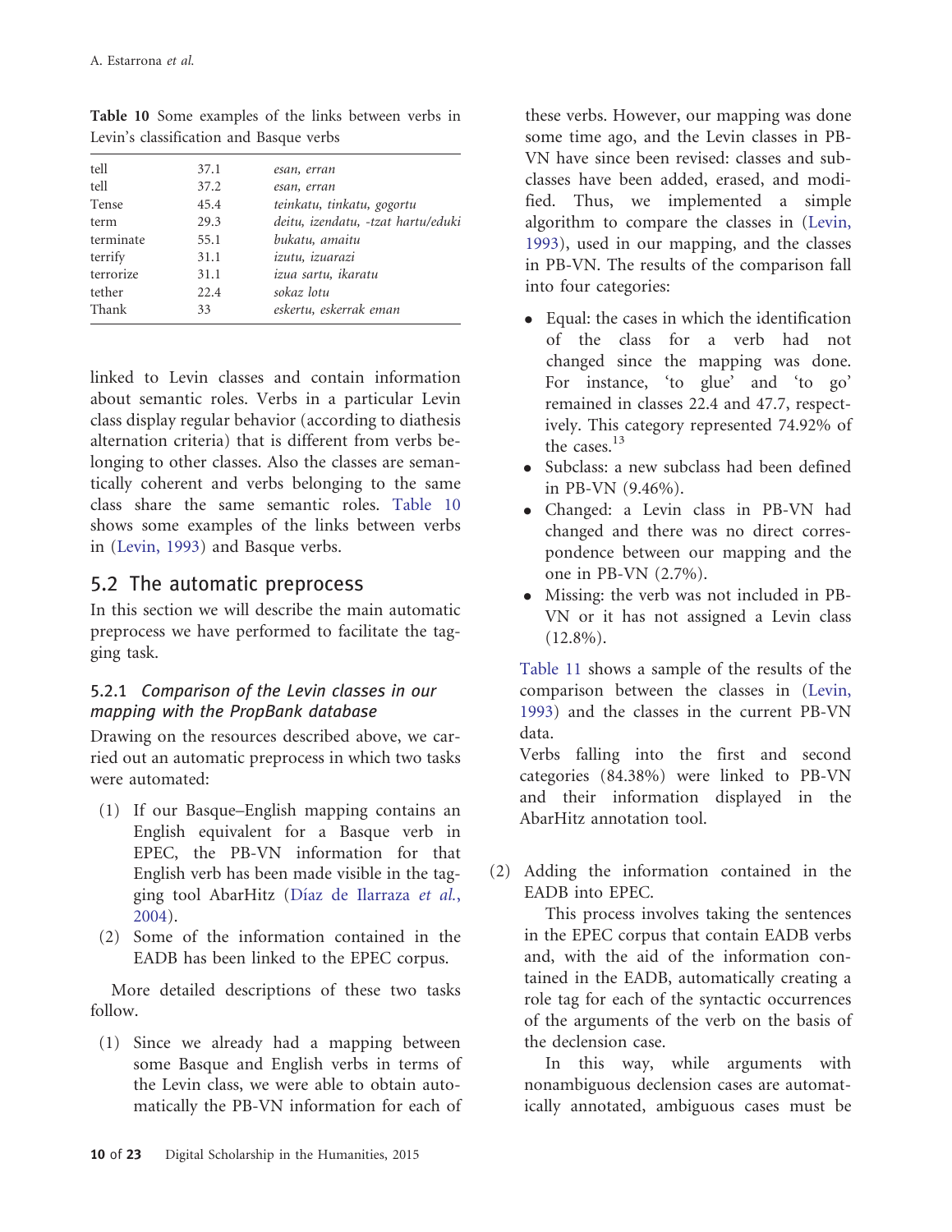Table 10 Some examples of the links between verbs in Levin's classification and Basque verbs

| | | |
|---|---|---|
| tell | 37.1 | *esan, erran* |
| tell | 37.2 | *esan, erran* |
| Tense | 45.4 | *teinkatu, tinkatu, gogortu* |
| term | 29.3 | *deitu, izendatu, -tzat hartu/eduki* |
| terminate | 55.1 | *bukatu, amaitu* |
| terrify | 31.1 | *izutu, izuarazi* |
| terrorize | 31.1 | *izua sartu, ikaratu* |
| tether | 22.4 | *sokaz lotu* |
| Thank | 33 | *eskertu, eskerrak eman* |

linked to Levin classes and contain information about semantic roles. Verbs in a particular Levin class display regular behavior (according to diathesis alternation criteria) that is different from verbs belonging to other classes. Also the classes are semantically coherent and verbs belonging to the same class share the same semantic roles. Table 10 shows some examples of the links between verbs in (Levin, 1993) and Basque verbs.

## 5.2 The automatic preprocess

In this section we will describe the main automatic preprocess we have performed to facilitate the tagging task.

### 5.2.1 *Comparison of the Levin classes in our mapping with the PropBank database*

Drawing on the resources described above, we carried out an automatic preprocess in which two tasks were automated:

(1) If our Basque–English mapping contains an English equivalent for a Basque verb in EPEC, the PB-VN information for that English verb has been made visible in the tagging tool AbarHitz (Díaz de Ilarraza *et al.*, 2004).

(2) Some of the information contained in the EADB has been linked to the EPEC corpus.

More detailed descriptions of these two tasks follow.

(1) Since we already had a mapping between some Basque and English verbs in terms of the Levin class, we were able to obtain automatically the PB-VN information for each of these verbs. However, our mapping was done some time ago, and the Levin classes in PB-VN have since been revised: classes and subclasses have been added, erased, and modified. Thus, we implemented a simple algorithm to compare the classes in (Levin, 1993), used in our mapping, and the classes in PB-VN. The results of the comparison fall into four categories:

- Equal: the cases in which the identification of the class for a verb had not changed since the mapping was done. For instance, 'to glue' and 'to go' remained in classes 22.4 and 47.7, respectively. This category represented 74.92% of the cases.[13]
- Subclass: a new subclass had been defined in PB-VN (9.46%).
- Changed: a Levin class in PB-VN had changed and there was no direct correspondence between our mapping and the one in PB-VN (2.7%).
- Missing: the verb was not included in PB-VN or it has not assigned a Levin class (12.8%).

Table 11 shows a sample of the results of the comparison between the classes in (Levin, 1993) and the classes in the current PB-VN data.

Verbs falling into the first and second categories (84.38%) were linked to PB-VN and their information displayed in the AbarHitz annotation tool.

(2) Adding the information contained in the EADB into EPEC.

This process involves taking the sentences in the EPEC corpus that contain EADB verbs and, with the aid of the information contained in the EADB, automatically creating a role tag for each of the syntactic occurrences of the arguments of the verb on the basis of the declension case.

In this way, while arguments with nonambiguous declension cases are automatically annotated, ambiguous cases must be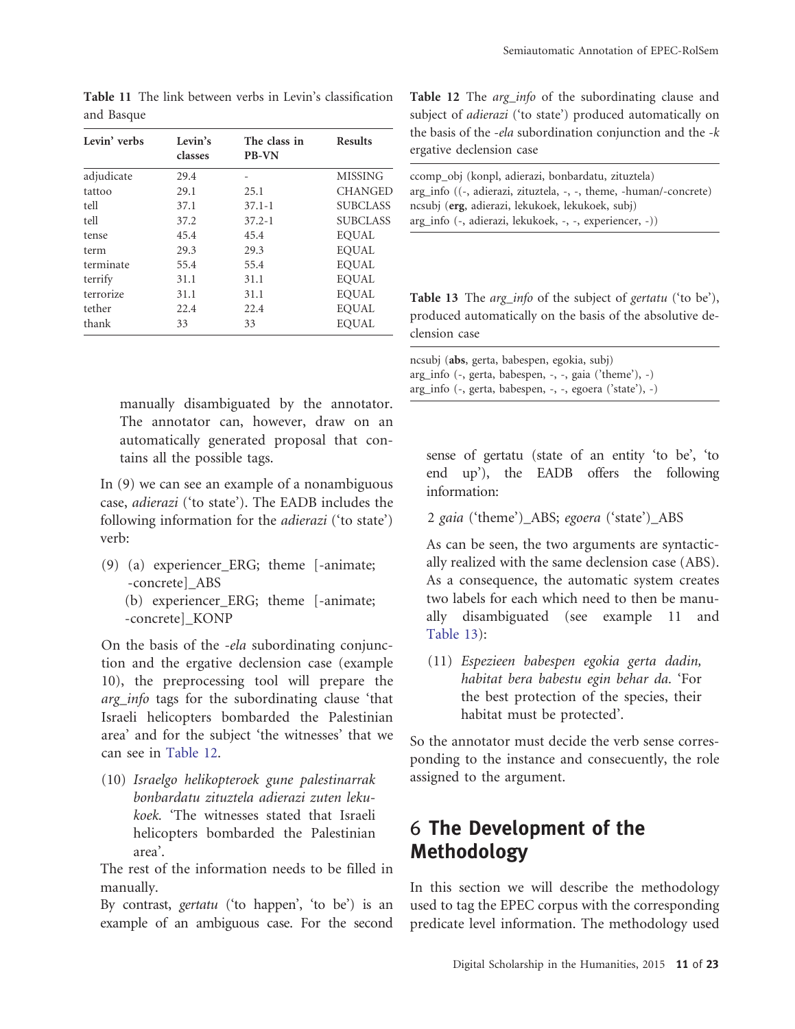**Table 11** The link between verbs in Levin's classification and Basque

| Levin' verbs | Levin's classes | The class in PB-VN | Results |
|---|---|---|---|
| adjudicate | 29.4 | - | MISSING |
| tattoo | 29.1 | 25.1 | CHANGED |
| tell | 37.1 | 37.1-1 | SUBCLASS |
| tell | 37.2 | 37.2-1 | SUBCLASS |
| tense | 45.4 | 45.4 | EQUAL |
| term | 29.3 | 29.3 | EQUAL |
| terminate | 55.4 | 55.4 | EQUAL |
| terrify | 31.1 | 31.1 | EQUAL |
| terrorize | 31.1 | 31.1 | EQUAL |
| tether | 22.4 | 22.4 | EQUAL |
| thank | 33 | 33 | EQUAL |

manually disambiguated by the annotator. The annotator can, however, draw on an automatically generated proposal that contains all the possible tags.

In (9) we can see an example of a nonambiguous case, *adierazi* ('to state'). The EADB includes the following information for the *adierazi* ('to state') verb:

(9) (a) experiencer_ERG; theme [-animate; -concrete]_ABS
(b) experiencer_ERG; theme [-animate; -concrete]_KONP

On the basis of the *-ela* subordinating conjunction and the ergative declension case (example 10), the preprocessing tool will prepare the *arg_info* tags for the subordinating clause 'that Israeli helicopters bombarded the Palestinian area' and for the subject 'the witnesses' that we can see in Table 12.

**Table 12** The *arg_info* of the subordinating clause and subject of *adierazi* ('to state') produced automatically on the basis of the *-ela* subordination conjunction and the *-k* ergative declension case

ccomp_obj (konpl, adierazi, bonbardatu, zituztela)
arg_info ((-, adierazi, zituztela, -, -, theme, -human/-concrete)
ncsubj (**erg**, adierazi, lekukoek, lekukoek, subj)
arg_info (-, adierazi, lekukoek, -, -, experiencer, -))

(10) *Israelgo helikopteroek gune palestinarrak bonbardatu zituztela adierazi zuten lekukoek.* 'The witnesses stated that Israeli helicopters bombarded the Palestinian area'.

The rest of the information needs to be filled in manually.

By contrast, *gertatu* ('to happen', 'to be') is an example of an ambiguous case. For the second sense of gertatu (state of an entity 'to be', 'to end up'), the EADB offers the following information:

2 *gaia* ('theme')_ABS; *egoera* ('state')_ABS

As can be seen, the two arguments are syntactically realized with the same declension case (ABS). As a consequence, the automatic system creates two labels for each which need to then be manually disambiguated (see example 11 and Table 13):

**Table 13** The *arg_info* of the subject of *gertatu* ('to be'), produced automatically on the basis of the absolutive declension case

ncsubj (**abs**, gerta, babespen, egokia, subj)
arg_info (-, gerta, babespen, -, -, gaia ('theme'), -)
arg_info (-, gerta, babespen, -, -, egoera ('state'), -)

(11) *Espezieen babespen egokia gerta dadin, habitat bera babestu egin behar da.* 'For the best protection of the species, their habitat must be protected'.

So the annotator must decide the verb sense corresponding to the instance and consecuently, the role assigned to the argument.

## 6 The Development of the Methodology

In this section we will describe the methodology used to tag the EPEC corpus with the corresponding predicate level information. The methodology used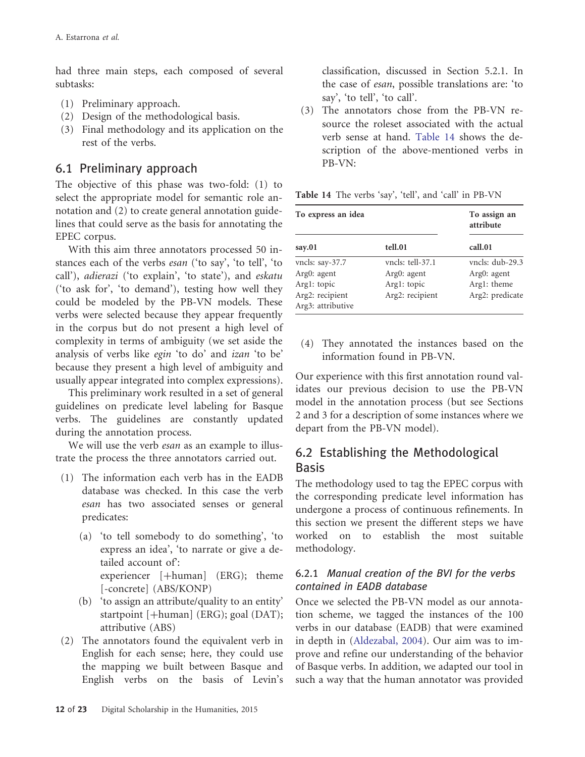had three main steps, each composed of several subtasks:

(1) Preliminary approach.
(2) Design of the methodological basis.
(3) Final methodology and its application on the rest of the verbs.

## 6.1 Preliminary approach

The objective of this phase was two-fold: (1) to select the appropriate model for semantic role annotation and (2) to create general annotation guidelines that could serve as the basis for annotating the EPEC corpus.

With this aim three annotators processed 50 instances each of the verbs *esan* ('to say', 'to tell', 'to call'), *adierazi* ('to explain', 'to state'), and *eskatu* ('to ask for', 'to demand'), testing how well they could be modeled by the PB-VN models. These verbs were selected because they appear frequently in the corpus but do not present a high level of complexity in terms of ambiguity (we set aside the analysis of verbs like *egin* 'to do' and *izan* 'to be' because they present a high level of ambiguity and usually appear integrated into complex expressions).

This preliminary work resulted in a set of general guidelines on predicate level labeling for Basque verbs. The guidelines are constantly updated during the annotation process.

We will use the verb *esan* as an example to illustrate the process the three annotators carried out.

(1) The information each verb has in the EADB database was checked. In this case the verb *esan* has two associated senses or general predicates:
   (a) 'to tell somebody to do something', 'to express an idea', 'to narrate or give a detailed account of':
   experiencer [+human] (ERG); theme [-concrete] (ABS/KONP)
   (b) 'to assign an attribute/quality to an entity' startpoint [+human] (ERG); goal (DAT); attributive (ABS)
(2) The annotators found the equivalent verb in English for each sense; here, they could use the mapping we built between Basque and English verbs on the basis of Levin's classification, discussed in Section 5.2.1. In the case of *esan*, possible translations are: 'to say', 'to tell', 'to call'.
(3) The annotators chose from the PB-VN resource the roleset associated with the actual verb sense at hand. Table 14 shows the description of the above-mentioned verbs in PB-VN:

**Table 14** The verbs 'say', 'tell', and 'call' in PB-VN

| To express an idea | | To assign an attribute |
|---|---|---|
| **say.01** | **tell.01** | **call.01** |
| vncls: say-37.7<br>Arg0: agent<br>Arg1: topic<br>Arg2: recipient<br>Arg3: attributive | vncls: tell-37.1<br>Arg0: agent<br>Arg1: topic<br>Arg2: recipient | vncls: dub-29.3<br>Arg0: agent<br>Arg1: theme<br>Arg2: predicate |

(4) They annotated the instances based on the information found in PB-VN.

Our experience with this first annotation round validates our previous decision to use the PB-VN model in the annotation process (but see Sections 2 and 3 for a description of some instances where we depart from the PB-VN model).

## 6.2 Establishing the Methodological Basis

The methodology used to tag the EPEC corpus with the corresponding predicate level information has undergone a process of continuous refinements. In this section we present the different steps we have worked on to establish the most suitable methodology.

### 6.2.1 *Manual creation of the BVI for the verbs contained in EADB database*

Once we selected the PB-VN model as our annotation scheme, we tagged the instances of the 100 verbs in our database (EADB) that were examined in depth in (Aldezabal, 2004). Our aim was to improve and refine our understanding of the behavior of Basque verbs. In addition, we adapted our tool in such a way that the human annotator was provided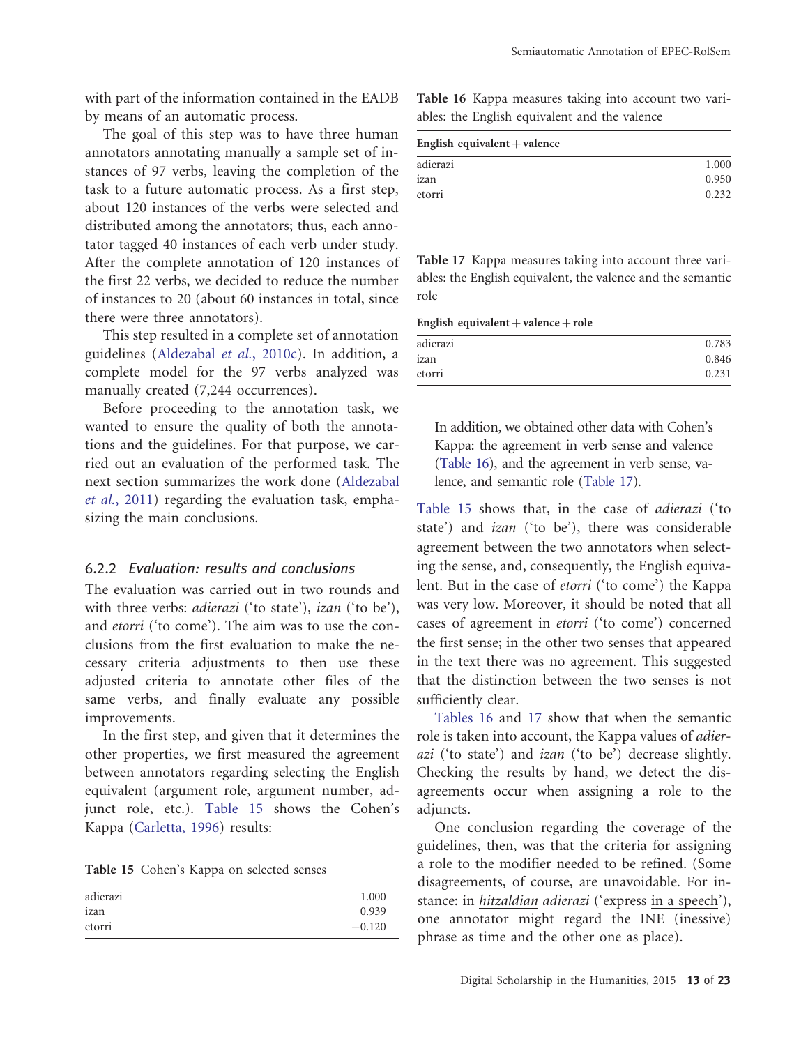with part of the information contained in the EADB by means of an automatic process.

The goal of this step was to have three human annotators annotating manually a sample set of instances of 97 verbs, leaving the completion of the task to a future automatic process. As a first step, about 120 instances of the verbs were selected and distributed among the annotators; thus, each annotator tagged 40 instances of each verb under study. After the complete annotation of 120 instances of the first 22 verbs, we decided to reduce the number of instances to 20 (about 60 instances in total, since there were three annotators).

This step resulted in a complete set of annotation guidelines (Aldezabal *et al.*, 2010c). In addition, a complete model for the 97 verbs analyzed was manually created (7,244 occurrences).

Before proceeding to the annotation task, we wanted to ensure the quality of both the annotations and the guidelines. For that purpose, we carried out an evaluation of the performed task. The next section summarizes the work done (Aldezabal *et al.*, 2011) regarding the evaluation task, emphasizing the main conclusions.

### 6.2.2 *Evaluation: results and conclusions*

The evaluation was carried out in two rounds and with three verbs: *adierazi* ('to state'), *izan* ('to be'), and *etorri* ('to come'). The aim was to use the conclusions from the first evaluation to make the necessary criteria adjustments to then use these adjusted criteria to annotate other files of the same verbs, and finally evaluate any possible improvements.

In the first step, and given that it determines the other properties, we first measured the agreement between annotators regarding selecting the English equivalent (argument role, argument number, adjunct role, etc.). Table 15 shows the Cohen's Kappa (Carletta, 1996) results:

**Table 15** Cohen's Kappa on selected senses

| | |
|---|---|
| adierazi | 1.000 |
| izan | 0.939 |
| etorri | −0.120 |

**Table 16** Kappa measures taking into account two variables: the English equivalent and the valence

| **English equivalent + valence** | |
|---|---|
| adierazi | 1.000 |
| izan | 0.950 |
| etorri | 0.232 |

**Table 17** Kappa measures taking into account three variables: the English equivalent, the valence and the semantic role

| **English equivalent + valence + role** | |
|---|---|
| adierazi | 0.783 |
| izan | 0.846 |
| etorri | 0.231 |

> In addition, we obtained other data with Cohen's Kappa: the agreement in verb sense and valence (Table 16), and the agreement in verb sense, valence, and semantic role (Table 17).

Table 15 shows that, in the case of *adierazi* ('to state') and *izan* ('to be'), there was considerable agreement between the two annotators when selecting the sense, and, consequently, the English equivalent. But in the case of *etorri* ('to come') the Kappa was very low. Moreover, it should be noted that all cases of agreement in *etorri* ('to come') concerned the first sense; in the other two senses that appeared in the text there was no agreement. This suggested that the distinction between the two senses is not sufficiently clear.

Tables 16 and 17 show that when the semantic role is taken into account, the Kappa values of *adierazi* ('to state') and *izan* ('to be') decrease slightly. Checking the results by hand, we detect the disagreements occur when assigning a role to the adjuncts.

One conclusion regarding the coverage of the guidelines, then, was that the criteria for assigning a role to the modifier needed to be refined. (Some disagreements, of course, are unavoidable. For instance: in <u>*hitzaldian*</u> *adierazi* ('express <u>in a speech</u>'), one annotator might regard the INE (inessive) phrase as time and the other one as place).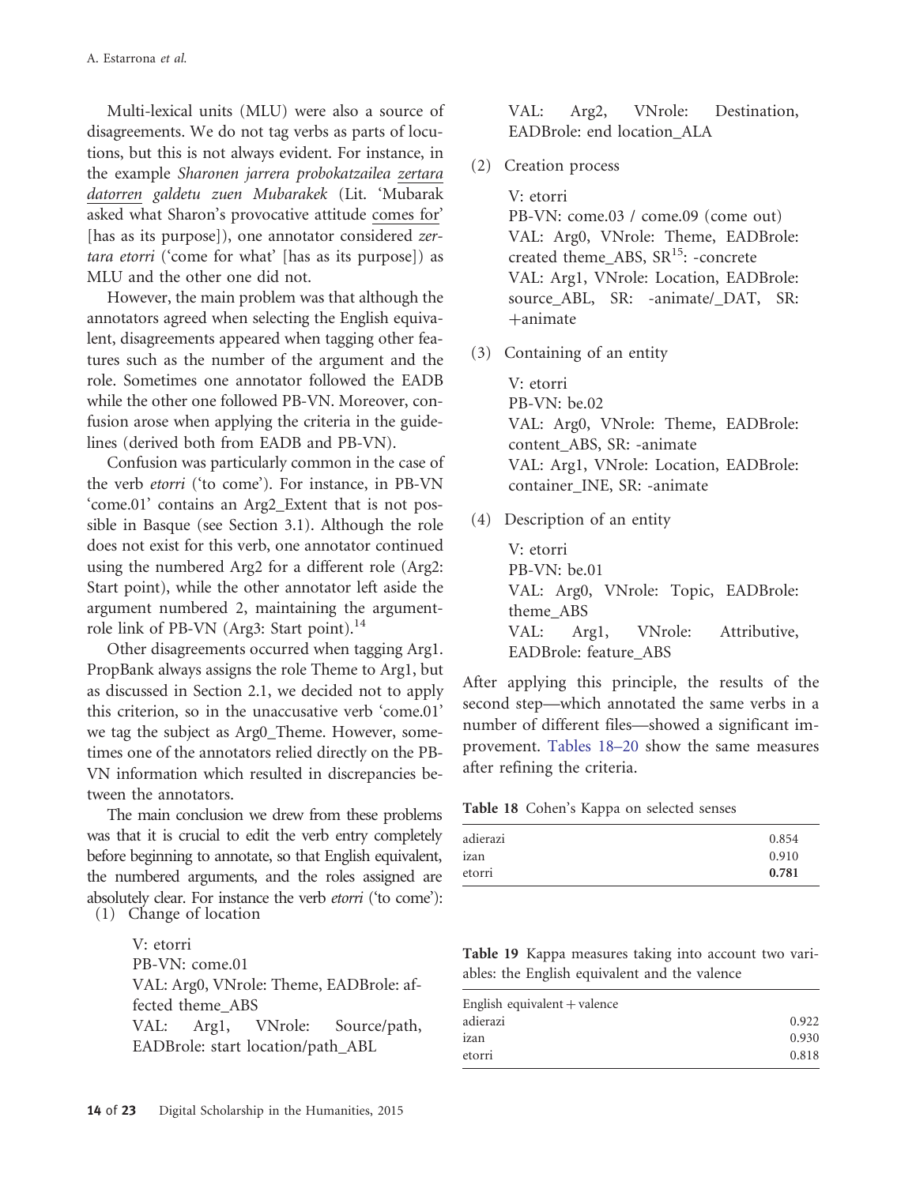Multi-lexical units (MLU) were also a source of disagreements. We do not tag verbs as parts of locutions, but this is not always evident. For instance, in the example *Sharonen jarrera probokatzailea zertara datorren galdetu zuen Mubarakek* (Lit. 'Mubarak asked what Sharon's provocative attitude comes for' [has as its purpose]), one annotator considered *zertara etorri* ('come for what' [has as its purpose]) as MLU and the other one did not.

However, the main problem was that although the annotators agreed when selecting the English equivalent, disagreements appeared when tagging other features such as the number of the argument and the role. Sometimes one annotator followed the EADB while the other one followed PB-VN. Moreover, confusion arose when applying the criteria in the guidelines (derived both from EADB and PB-VN).

Confusion was particularly common in the case of the verb *etorri* ('to come'). For instance, in PB-VN 'come.01' contains an Arg2_Extent that is not possible in Basque (see Section 3.1). Although the role does not exist for this verb, one annotator continued using the numbered Arg2 for a different role (Arg2: Start point), while the other annotator left aside the argument numbered 2, maintaining the argument-role link of PB-VN (Arg3: Start point).[14]

Other disagreements occurred when tagging Arg1. PropBank always assigns the role Theme to Arg1, but as discussed in Section 2.1, we decided not to apply this criterion, so in the unaccusative verb 'come.01' we tag the subject as Arg0_Theme. However, sometimes one of the annotators relied directly on the PB-VN information which resulted in discrepancies between the annotators.

The main conclusion we drew from these problems was that it is crucial to edit the verb entry completely before beginning to annotate, so that English equivalent, the numbered arguments, and the roles assigned are absolutely clear. For instance the verb *etorri* ('to come'):

(1) Change of location

    V: etorri
    PB-VN: come.01
    VAL: Arg0, VNrole: Theme, EADBrole: affected theme_ABS
    VAL: Arg1, VNrole: Source/path, EADBrole: start location/path_ABL
    VAL: Arg2, VNrole: Destination, EADBrole: end location_ALA

(2) Creation process

    V: etorri
    PB-VN: come.03 / come.09 (come out)
    VAL: Arg0, VNrole: Theme, EADBrole: created theme_ABS, SR[15]: -concrete
    VAL: Arg1, VNrole: Location, EADBrole: source_ABL, SR: -animate/_DAT, SR: +animate

(3) Containing of an entity

    V: etorri
    PB-VN: be.02
    VAL: Arg0, VNrole: Theme, EADBrole: content_ABS, SR: -animate
    VAL: Arg1, VNrole: Location, EADBrole: container_INE, SR: -animate

(4) Description of an entity

    V: etorri
    PB-VN: be.01
    VAL: Arg0, VNrole: Topic, EADBrole: theme_ABS
    VAL: Arg1, VNrole: Attributive, EADBrole: feature_ABS

After applying this principle, the results of the second step—which annotated the same verbs in a number of different files—showed a significant improvement. Tables 18–20 show the same measures after refining the criteria.

**Table 18** Cohen's Kappa on selected senses

| | |
|---|---|
| adierazi | 0.854 |
| izan | 0.910 |
| etorri | **0.781** |

**Table 19** Kappa measures taking into account two variables: the English equivalent and the valence

| English equivalent + valence | |
|---|---|
| adierazi | 0.922 |
| izan | 0.930 |
| etorri | 0.818 |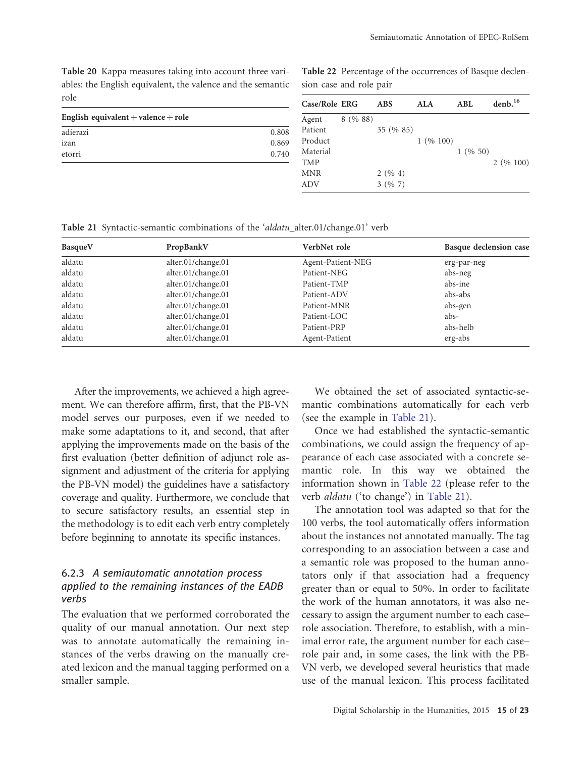**Table 20** Kappa measures taking into account three variables: the English equivalent, the valence and the semantic role

| English equivalent + valence + role | |
|---|---|
| adierazi | 0.808 |
| izan | 0.869 |
| etorri | 0.740 |

**Table 22** Percentage of the occurrences of Basque declension case and role pair

| Case/Role | ERG | ABS | ALA | ABL | denb.[16] |
|---|---|---|---|---|---|
| Agent | 8 (% 88) | | | | |
| Patient | | 35 (% 85) | | | |
| Product | | | 1 (% 100) | | |
| Material | | | | 1 (% 50) | |
| TMP | | | | | 2 (% 100) |
| MNR | | 2 (% 4) | | | |
| ADV | | 3 (% 7) | | | |

**Table 21** Syntactic-semantic combinations of the '*aldatu*_alter.01/change.01' verb

| BasqueV | PropBankV | VerbNet role | Basque declension case |
|---|---|---|---|
| aldatu | alter.01/change.01 | Agent-Patient-NEG | erg-par-neg |
| aldatu | alter.01/change.01 | Patient-NEG | abs-neg |
| aldatu | alter.01/change.01 | Patient-TMP | abs-ine |
| aldatu | alter.01/change.01 | Patient-ADV | abs-abs |
| aldatu | alter.01/change.01 | Patient-MNR | abs-gen |
| aldatu | alter.01/change.01 | Patient-LOC | abs- |
| aldatu | alter.01/change.01 | Patient-PRP | abs-helb |
| aldatu | alter.01/change.01 | Agent-Patient | erg-abs |

After the improvements, we achieved a high agreement. We can therefore affirm, first, that the PB-VN model serves our purposes, even if we needed to make some adaptations to it, and second, that after applying the improvements made on the basis of the first evaluation (better definition of adjunct role assignment and adjustment of the criteria for applying the PB-VN model) the guidelines have a satisfactory coverage and quality. Furthermore, we conclude that to secure satisfactory results, an essential step in the methodology is to edit each verb entry completely before beginning to annotate its specific instances.

### 6.2.3 *A semiautomatic annotation process applied to the remaining instances of the EADB verbs*

The evaluation that we performed corroborated the quality of our manual annotation. Our next step was to annotate automatically the remaining instances of the verbs drawing on the manually created lexicon and the manual tagging performed on a smaller sample.

We obtained the set of associated syntactic-semantic combinations automatically for each verb (see the example in Table 21).

Once we had established the syntactic-semantic combinations, we could assign the frequency of appearance of each case associated with a concrete semantic role. In this way we obtained the information shown in Table 22 (please refer to the verb *aldatu* ('to change') in Table 21).

The annotation tool was adapted so that for the 100 verbs, the tool automatically offers information about the instances not annotated manually. The tag corresponding to an association between a case and a semantic role was proposed to the human annotators only if that association had a frequency greater than or equal to 50%. In order to facilitate the work of the human annotators, it was also necessary to assign the argument number to each case–role association. Therefore, to establish, with a minimal error rate, the argument number for each case–role pair and, in some cases, the link with the PB-VN verb, we developed several heuristics that made use of the manual lexicon. This process facilitated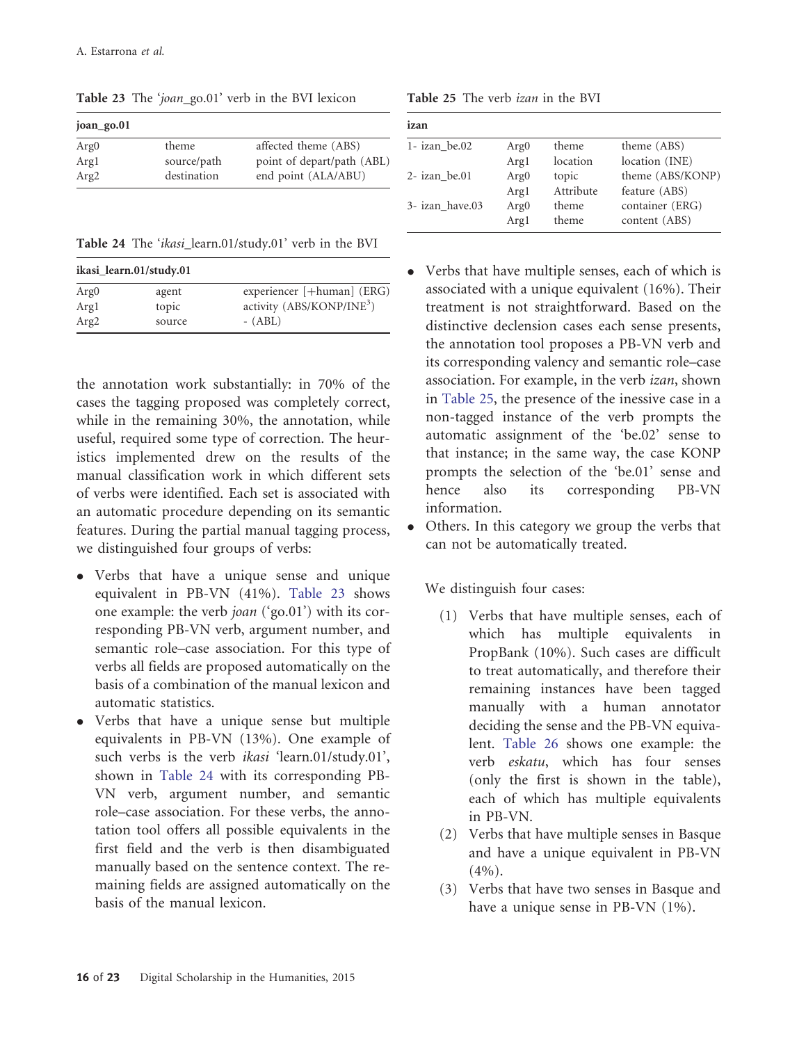**Table 23** The '*joan*_go.01' verb in the BVI lexicon

| joan_go.01 | | |
|---|---|---|
| Arg0 | theme | affected theme (ABS) |
| Arg1 | source/path | point of depart/path (ABL) |
| Arg2 | destination | end point (ALA/ABU) |

**Table 24** The '*ikasi*_learn.01/study.01' verb in the BVI

| ikasi_learn.01/study.01 | | |
|---|---|---|
| Arg0 | agent | experiencer [+human] (ERG) |
| Arg1 | topic | activity (ABS/KONP/INE[3]) |
| Arg2 | source | - (ABL) |

the annotation work substantially: in 70% of the cases the tagging proposed was completely correct, while in the remaining 30%, the annotation, while useful, required some type of correction. The heuristics implemented drew on the results of the manual classification work in which different sets of verbs were identified. Each set is associated with an automatic procedure depending on its semantic features. During the partial manual tagging process, we distinguished four groups of verbs:

- Verbs that have a unique sense and unique equivalent in PB-VN (41%). Table 23 shows one example: the verb *joan* ('go.01') with its corresponding PB-VN verb, argument number, and semantic role–case association. For this type of verbs all fields are proposed automatically on the basis of a combination of the manual lexicon and automatic statistics.
- Verbs that have a unique sense but multiple equivalents in PB-VN (13%). One example of such verbs is the verb *ikasi* 'learn.01/study.01', shown in Table 24 with its corresponding PB-VN verb, argument number, and semantic role–case association. For these verbs, the annotation tool offers all possible equivalents in the first field and the verb is then disambiguated manually based on the sentence context. The remaining fields are assigned automatically on the basis of the manual lexicon.

**Table 25** The verb *izan* in the BVI

| izan | | | |
|---|---|---|---|
| 1- izan_be.02 | Arg0 | theme | theme (ABS) |
| | Arg1 | location | location (INE) |
| 2- izan_be.01 | Arg0 | topic | theme (ABS/KONP) |
| | Arg1 | Attribute | feature (ABS) |
| 3- izan_have.03 | Arg0 | theme | container (ERG) |
| | Arg1 | theme | content (ABS) |

- Verbs that have multiple senses, each of which is associated with a unique equivalent (16%). Their treatment is not straightforward. Based on the distinctive declension cases each sense presents, the annotation tool proposes a PB-VN verb and its corresponding valency and semantic role–case association. For example, in the verb *izan*, shown in Table 25, the presence of the inessive case in a non-tagged instance of the verb prompts the automatic assignment of the 'be.02' sense to that instance; in the same way, the case KONP prompts the selection of the 'be.01' sense and hence also its corresponding PB-VN information.
- Others. In this category we group the verbs that can not be automatically treated.

We distinguish four cases:

1. Verbs that have multiple senses, each of which has multiple equivalents in PropBank (10%). Such cases are difficult to treat automatically, and therefore their remaining instances have been tagged manually with a human annotator deciding the sense and the PB-VN equivalent. Table 26 shows one example: the verb *eskatu*, which has four senses (only the first is shown in the table), each of which has multiple equivalents in PB-VN.
2. Verbs that have multiple senses in Basque and have a unique equivalent in PB-VN (4%).
3. Verbs that have two senses in Basque and have a unique sense in PB-VN (1%).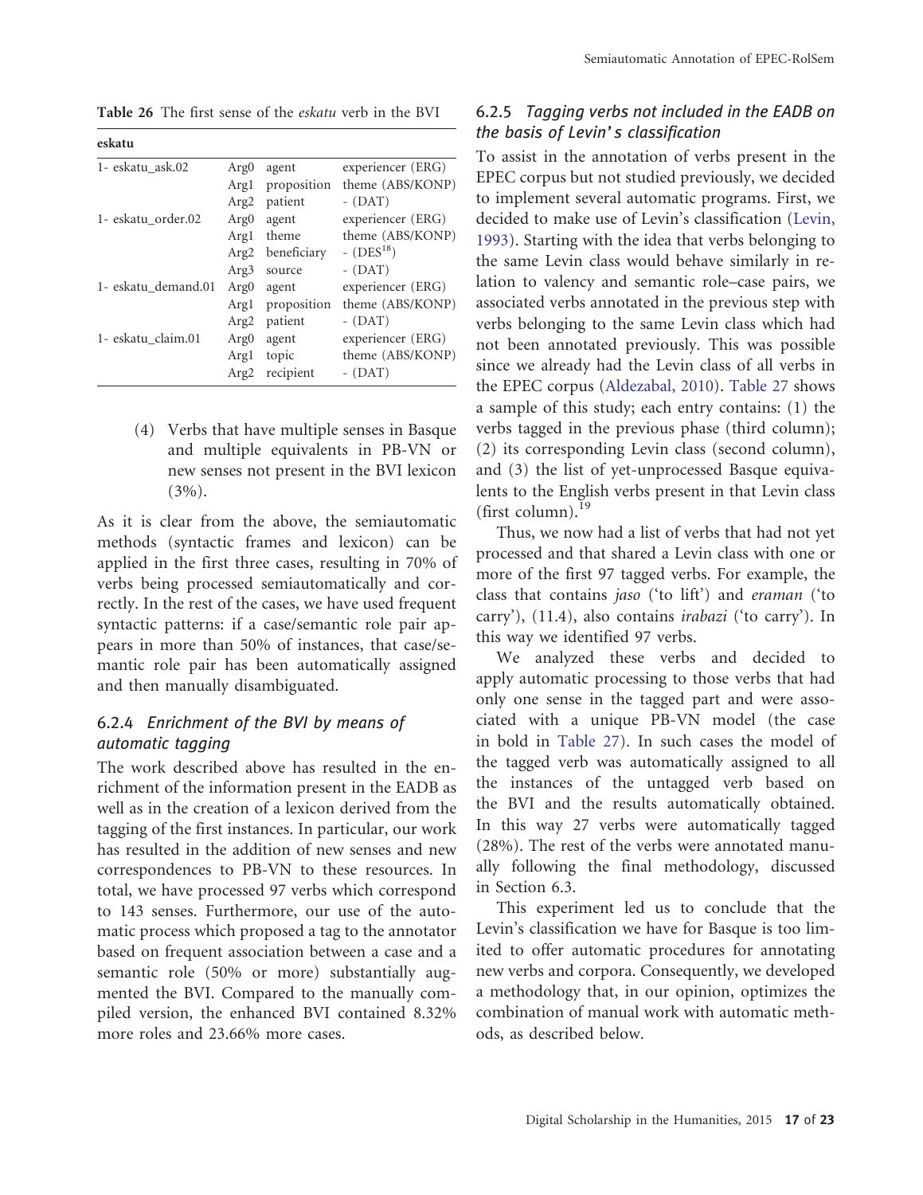**Table 26** The first sense of the *eskatu* verb in the BVI

| eskatu | | | |
|---|---|---|---|
| 1- eskatu_ask.02 | Arg0 | agent | experiencer (ERG) |
| | Arg1 | proposition | theme (ABS/KONP) |
| | Arg2 | patient | - (DAT) |
| 1- eskatu_order.02 | Arg0 | agent | experiencer (ERG) |
| | Arg1 | theme | theme (ABS/KONP) |
| | Arg2 | beneficiary | - (DES[18]) |
| | Arg3 | source | - (DAT) |
| 1- eskatu_demand.01 | Arg0 | agent | experiencer (ERG) |
| | Arg1 | proposition | theme (ABS/KONP) |
| | Arg2 | patient | - (DAT) |
| 1- eskatu_claim.01 | Arg0 | agent | experiencer (ERG) |
| | Arg1 | topic | theme (ABS/KONP) |
| | Arg2 | recipient | - (DAT) |

(4) Verbs that have multiple senses in Basque and multiple equivalents in PB-VN or new senses not present in the BVI lexicon (3%).

As it is clear from the above, the semiautomatic methods (syntactic frames and lexicon) can be applied in the first three cases, resulting in 70% of verbs being processed semiautomatically and correctly. In the rest of the cases, we have used frequent syntactic patterns: if a case/semantic role pair appears in more than 50% of instances, that case/semantic role pair has been automatically assigned and then manually disambiguated.

### 6.2.4 *Enrichment of the BVI by means of automatic tagging*

The work described above has resulted in the enrichment of the information present in the EADB as well as in the creation of a lexicon derived from the tagging of the first instances. In particular, our work has resulted in the addition of new senses and new correspondences to PB-VN to these resources. In total, we have processed 97 verbs which correspond to 143 senses. Furthermore, our use of the automatic process which proposed a tag to the annotator based on frequent association between a case and a semantic role (50% or more) substantially augmented the BVI. Compared to the manually compiled version, the enhanced BVI contained 8.32% more roles and 23.66% more cases.

### 6.2.5 *Tagging verbs not included in the EADB on the basis of Levin's classification*

To assist in the annotation of verbs present in the EPEC corpus but not studied previously, we decided to implement several automatic programs. First, we decided to make use of Levin's classification (Levin, 1993). Starting with the idea that verbs belonging to the same Levin class would behave similarly in relation to valency and semantic role–case pairs, we associated verbs annotated in the previous step with verbs belonging to the same Levin class which had not been annotated previously. This was possible since we already had the Levin class of all verbs in the EPEC corpus (Aldezabal, 2010). Table 27 shows a sample of this study; each entry contains: (1) the verbs tagged in the previous phase (third column); (2) its corresponding Levin class (second column), and (3) the list of yet-unprocessed Basque equivalents to the English verbs present in that Levin class (first column).[19]

Thus, we now had a list of verbs that had not yet processed and that shared a Levin class with one or more of the first 97 tagged verbs. For example, the class that contains *jaso* ('to lift') and *eraman* ('to carry'), (11.4), also contains *irabazi* ('to carry'). In this way we identified 97 verbs.

We analyzed these verbs and decided to apply automatic processing to those verbs that had only one sense in the tagged part and were associated with a unique PB-VN model (the case in bold in Table 27). In such cases the model of the tagged verb was automatically assigned to all the instances of the untagged verb based on the BVI and the results automatically obtained. In this way 27 verbs were automatically tagged (28%). The rest of the verbs were annotated manually following the final methodology, discussed in Section 6.3.

This experiment led us to conclude that the Levin's classification we have for Basque is too limited to offer automatic procedures for annotating new verbs and corpora. Consequently, we developed a methodology that, in our opinion, optimizes the combination of manual work with automatic methods, as described below.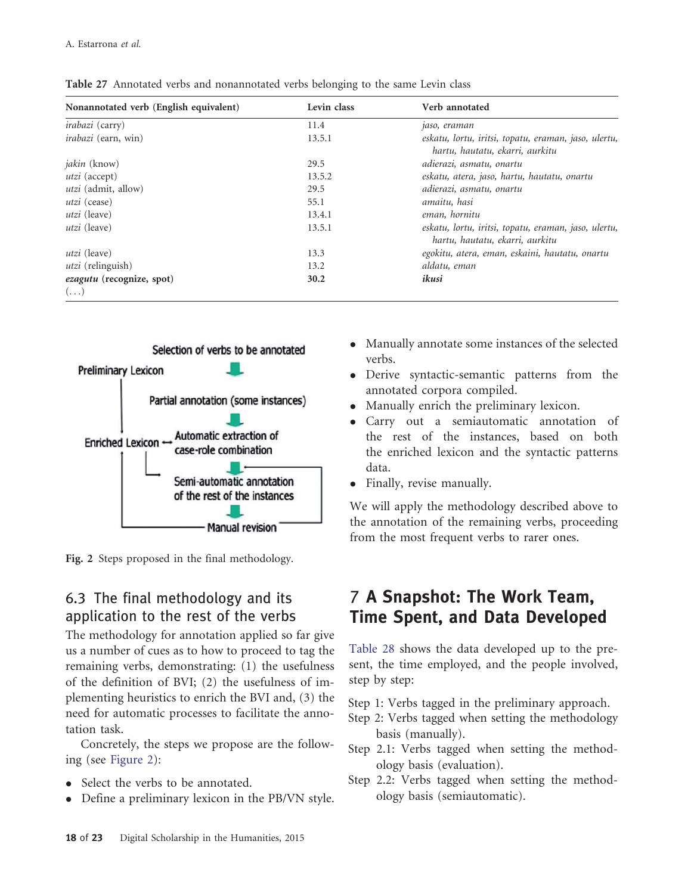**Table 27** Annotated verbs and nonannotated verbs belonging to the same Levin class

| Nonannotated verb (English equivalent) | Levin class | Verb annotated |
|---|---|---|
| *irabazi* (carry) | 11.4 | *jaso, eraman* |
| *irabazi* (earn, win) | 13.5.1 | *eskatu, lortu, iritsi, topatu, eraman, jaso, ulertu, hartu, hautatu, ekarri, aurkitu* |
| *jakin* (know) | 29.5 | *adierazi, asmatu, onartu* |
| *utzi* (accept) | 13.5.2 | *eskatu, atera, jaso, hartu, hautatu, onartu* |
| *utzi* (admit, allow) | 29.5 | *adierazi, asmatu, onartu* |
| *utzi* (cease) | 55.1 | *amaitu, hasi* |
| *utzi* (leave) | 13.4.1 | *eman, hornitu* |
| *utzi* (leave) | 13.5.1 | *eskatu, lortu, iritsi, topatu, eraman, jaso, ulertu, hartu, hautatu, ekarri, aurkitu* |
| *utzi* (leave) | 13.3 | *egokitu, atera, eman, eskaini, hautatu, onartu* |
| *utzi* (relinguish) | 13.2 | *aldatu, eman* |
| ***ezagutu*** **(recognize, spot)** | **30.2** | ***ikusi*** |
| (...) | | |

Fig. 2 Steps proposed in the final methodology.

## 6.3 The final methodology and its application to the rest of the verbs

The methodology for annotation applied so far give us a number of cues as to how to proceed to tag the remaining verbs, demonstrating: (1) the usefulness of the definition of BVI; (2) the usefulness of implementing heuristics to enrich the BVI and, (3) the need for automatic processes to facilitate the annotation task.

Concretely, the steps we propose are the following (see Figure 2):

- Select the verbs to be annotated.
- Define a preliminary lexicon in the PB/VN style.
- Manually annotate some instances of the selected verbs.
- Derive syntactic-semantic patterns from the annotated corpora compiled.
- Manually enrich the preliminary lexicon.
- Carry out a semiautomatic annotation of the rest of the instances, based on both the enriched lexicon and the syntactic patterns data.
- Finally, revise manually.

We will apply the methodology described above to the annotation of the remaining verbs, proceeding from the most frequent verbs to rarer ones.

## 7 A Snapshot: The Work Team, Time Spent, and Data Developed

Table 28 shows the data developed up to the present, the time employed, and the people involved, step by step:

Step 1: Verbs tagged in the preliminary approach.
Step 2: Verbs tagged when setting the methodology basis (manually).
Step 2.1: Verbs tagged when setting the methodology basis (evaluation).
Step 2.2: Verbs tagged when setting the methodology basis (semiautomatic).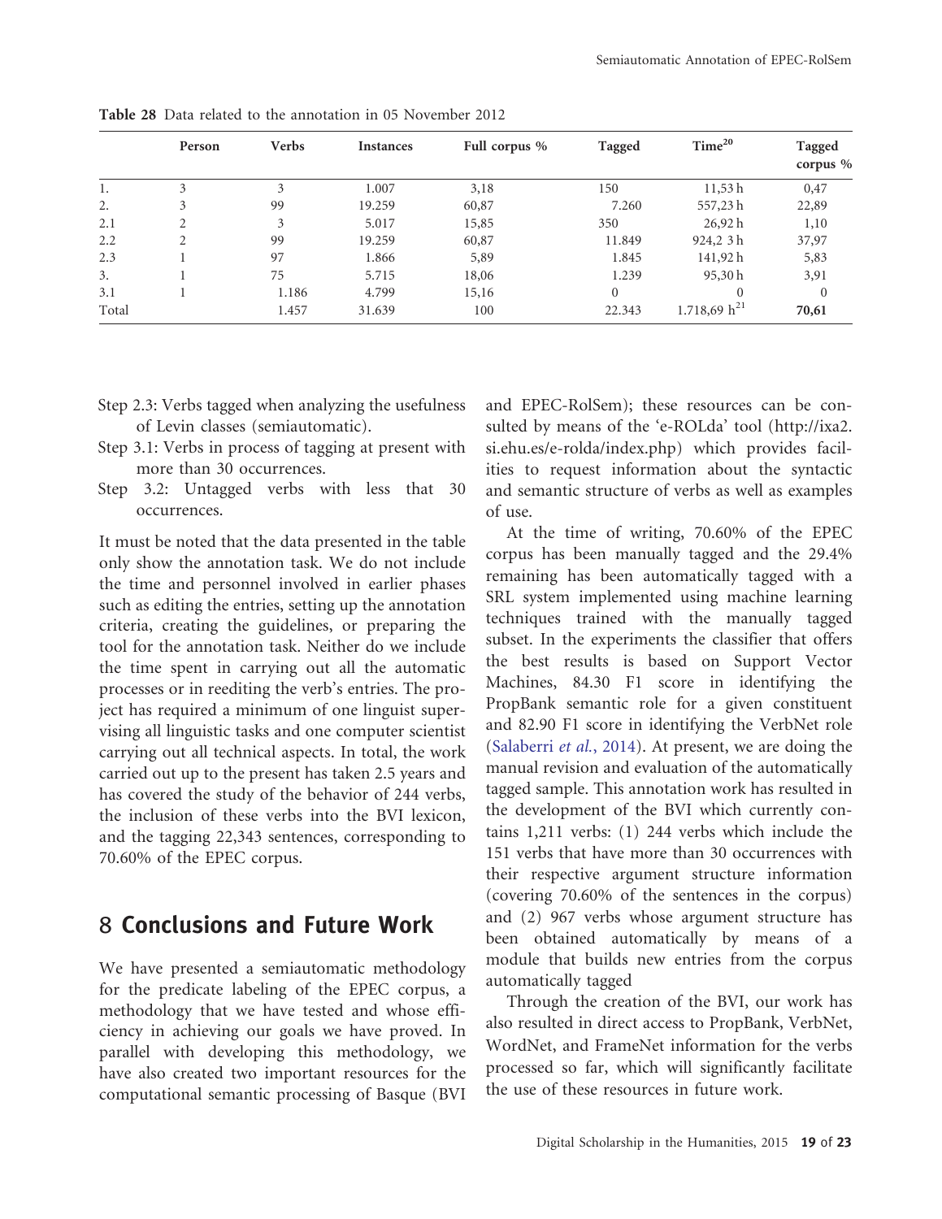**Table 28** Data related to the annotation in 05 November 2012

| | Person | Verbs | Instances | Full corpus % | Tagged | Time[20] | Tagged corpus % |
|---|---|---|---|---|---|---|---|
| 1. | 3 | 3 | 1.007 | 3,18 | 150 | 11,53 h | 0,47 |
| 2. | 3 | 99 | 19.259 | 60,87 | 7.260 | 557,23 h | 22,89 |
| 2.1 | 2 | 3 | 5.017 | 15,85 | 350 | 26,92 h | 1,10 |
| 2.2 | 2 | 99 | 19.259 | 60,87 | 11.849 | 924,2 3 h | 37,97 |
| 2.3 | 1 | 97 | 1.866 | 5,89 | 1.845 | 141,92 h | 5,83 |
| 3. | 1 | 75 | 5.715 | 18,06 | 1.239 | 95,30 h | 3,91 |
| 3.1 | 1 | 1.186 | 4.799 | 15,16 | 0 | 0 | 0 |
| Total | | 1.457 | 31.639 | 100 | 22.343 | 1.718,69 h[21] | **70,61** |

Step 2.3: Verbs tagged when analyzing the usefulness of Levin classes (semiautomatic).
Step 3.1: Verbs in process of tagging at present with more than 30 occurrences.
Step 3.2: Untagged verbs with less that 30 occurrences.

It must be noted that the data presented in the table only show the annotation task. We do not include the time and personnel involved in earlier phases such as editing the entries, setting up the annotation criteria, creating the guidelines, or preparing the tool for the annotation task. Neither do we include the time spent in carrying out all the automatic processes or in reediting the verb's entries. The project has required a minimum of one linguist supervising all linguistic tasks and one computer scientist carrying out all technical aspects. In total, the work carried out up to the present has taken 2.5 years and has covered the study of the behavior of 244 verbs, the inclusion of these verbs into the BVI lexicon, and the tagging 22,343 sentences, corresponding to 70.60% of the EPEC corpus.

## 8 Conclusions and Future Work

We have presented a semiautomatic methodology for the predicate labeling of the EPEC corpus, a methodology that we have tested and whose efficiency in achieving our goals we have proved. In parallel with developing this methodology, we have also created two important resources for the computational semantic processing of Basque (BVI and EPEC-RolSem); these resources can be consulted by means of the 'e-ROLda' tool (http://ixa2.si.ehu.es/e-rolda/index.php) which provides facilities to request information about the syntactic and semantic structure of verbs as well as examples of use.

At the time of writing, 70.60% of the EPEC corpus has been manually tagged and the 29.4% remaining has been automatically tagged with a SRL system implemented using machine learning techniques trained with the manually tagged subset. In the experiments the classifier that offers the best results is based on Support Vector Machines, 84.30 F1 score in identifying the PropBank semantic role for a given constituent and 82.90 F1 score in identifying the VerbNet role (Salaberri *et al.*, 2014). At present, we are doing the manual revision and evaluation of the automatically tagged sample. This annotation work has resulted in the development of the BVI which currently contains 1,211 verbs: (1) 244 verbs which include the 151 verbs that have more than 30 occurrences with their respective argument structure information (covering 70.60% of the sentences in the corpus) and (2) 967 verbs whose argument structure has been obtained automatically by means of a module that builds new entries from the corpus automatically tagged

Through the creation of the BVI, our work has also resulted in direct access to PropBank, VerbNet, WordNet, and FrameNet information for the verbs processed so far, which will significantly facilitate the use of these resources in future work.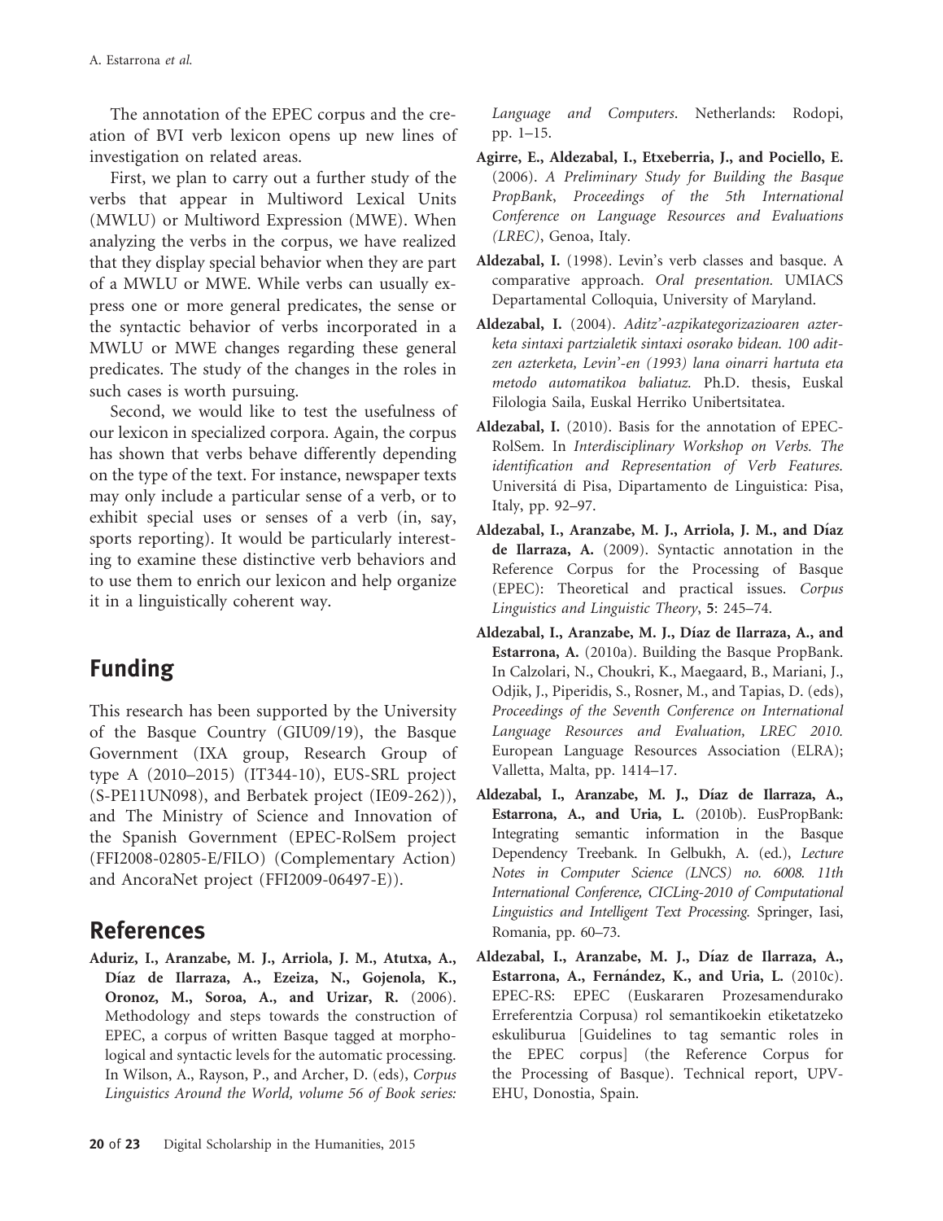The annotation of the EPEC corpus and the creation of BVI verb lexicon opens up new lines of investigation on related areas.

First, we plan to carry out a further study of the verbs that appear in Multiword Lexical Units (MWLU) or Multiword Expression (MWE). When analyzing the verbs in the corpus, we have realized that they display special behavior when they are part of a MWLU or MWE. While verbs can usually express one or more general predicates, the sense or the syntactic behavior of verbs incorporated in a MWLU or MWE changes regarding these general predicates. The study of the changes in the roles in such cases is worth pursuing.

Second, we would like to test the usefulness of our lexicon in specialized corpora. Again, the corpus has shown that verbs behave differently depending on the type of the text. For instance, newspaper texts may only include a particular sense of a verb, or to exhibit special uses or senses of a verb (in, say, sports reporting). It would be particularly interesting to examine these distinctive verb behaviors and to use them to enrich our lexicon and help organize it in a linguistically coherent way.

## Funding

This research has been supported by the University of the Basque Country (GIU09/19), the Basque Government (IXA group, Research Group of type A (2010–2015) (IT344-10), EUS-SRL project (S-PE11UN098), and Berbatek project (IE09-262)), and The Ministry of Science and Innovation of the Spanish Government (EPEC-RolSem project (FFI2008-02805-E/FILO) (Complementary Action) and AncoraNet project (FFI2009-06497-E)).

## References

**Aduriz, I., Aranzabe, M. J., Arriola, J. M., Atutxa, A., Díaz de Ilarraza, A., Ezeiza, N., Gojenola, K., Oronoz, M., Soroa, A., and Urizar, R.** (2006). Methodology and steps towards the construction of EPEC, a corpus of written Basque tagged at morphological and syntactic levels for the automatic processing. In Wilson, A., Rayson, P., and Archer, D. (eds), *Corpus Linguistics Around the World, volume 56 of Book series: Language and Computers*. Netherlands: Rodopi, pp. 1–15.

**Agirre, E., Aldezabal, I., Etxeberria, J., and Pociello, E.** (2006). *A Preliminary Study for Building the Basque PropBank, Proceedings of the 5th International Conference on Language Resources and Evaluations (LREC)*, Genoa, Italy.

**Aldezabal, I.** (1998). Levin's verb classes and basque. A comparative approach. *Oral presentation.* UMIACS Departamental Colloquia, University of Maryland.

**Aldezabal, I.** (2004). *Aditz'-azpikategorizazioaren azterketa sintaxi partzialetik sintaxi osorako bidean. 100 aditzen azterketa, Levin'-en (1993) lana oinarri hartuta eta metodo automatikoa baliatuz.* Ph.D. thesis, Euskal Filologia Saila, Euskal Herriko Unibertsitatea.

**Aldezabal, I.** (2010). Basis for the annotation of EPEC-RolSem. In *Interdisciplinary Workshop on Verbs. The identification and Representation of Verb Features.* Universitá di Pisa, Dipartamento de Linguistica: Pisa, Italy, pp. 92–97.

**Aldezabal, I., Aranzabe, M. J., Arriola, J. M., and Díaz de Ilarraza, A.** (2009). Syntactic annotation in the Reference Corpus for the Processing of Basque (EPEC): Theoretical and practical issues. *Corpus Linguistics and Linguistic Theory*, **5**: 245–74.

**Aldezabal, I., Aranzabe, M. J., Díaz de Ilarraza, A., and Estarrona, A.** (2010a). Building the Basque PropBank. In Calzolari, N., Choukri, K., Maegaard, B., Mariani, J., Odjik, J., Piperidis, S., Rosner, M., and Tapias, D. (eds), *Proceedings of the Seventh Conference on International Language Resources and Evaluation, LREC 2010.* European Language Resources Association (ELRA); Valletta, Malta, pp. 1414–17.

**Aldezabal, I., Aranzabe, M. J., Díaz de Ilarraza, A., Estarrona, A., and Uria, L.** (2010b). EusPropBank: Integrating semantic information in the Basque Dependency Treebank. In Gelbukh, A. (ed.), *Lecture Notes in Computer Science (LNCS) no. 6008. 11th International Conference, CICLing-2010 of Computational Linguistics and Intelligent Text Processing.* Springer, Iasi, Romania, pp. 60–73.

**Aldezabal, I., Aranzabe, M. J., Díaz de Ilarraza, A., Estarrona, A., Fernández, K., and Uria, L.** (2010c). EPEC-RS: EPEC (Euskararen Prozesamendurako Erreferentzia Corpusa) rol semantikoekin etiketatzeko eskuliburua [Guidelines to tag semantic roles in the EPEC corpus] (the Reference Corpus for the Processing of Basque). Technical report, UPV-EHU, Donostia, Spain.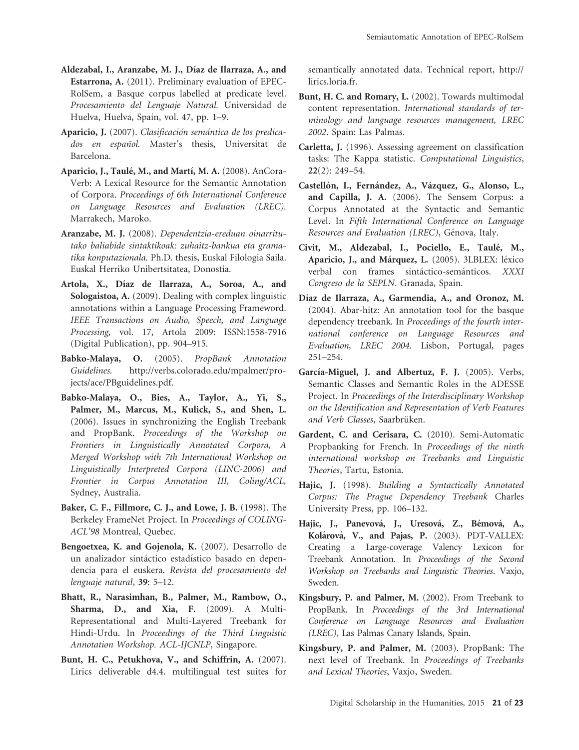**Aldezabal, I., Aranzabe, M. J., Díaz de Ilarraza, A., and Estarrona, A.** (2011). Preliminary evaluation of EPEC-RolSem, a Basque corpus labelled at predicate level. *Procesamiento del Lenguaje Natural*. Universidad de Huelva, Huelva, Spain, vol. 47, pp. 1–9.

**Aparicio, J.** (2007). *Clasificación semántica de los predicados en español*. Master's thesis, Universitat de Barcelona.

**Aparicio, J., Taulé, M., and Martí, M. A.** (2008). AnCora-Verb: A Lexical Resource for the Semantic Annotation of Corpora. *Proceedings of 6th International Conference on Language Resources and Evaluation (LREC)*. Marrakech, Maroko.

**Aranzabe, M. J.** (2008). *Dependentzia-ereduan oinarritutako baliabide sintaktikoak: zuhaitz-bankua eta gramatika konputazionala*. Ph.D. thesis, Euskal Filologia Saila. Euskal Herriko Unibertsitatea, Donostia.

**Artola, X., Díaz de Ilarraza, A., Soroa, A., and Sologaistoa, A.** (2009). Dealing with complex linguistic annotations within a Language Processing Frameword. *IEEE Transactions on Audio, Speech, and Language Processing*, vol. 17, Artola 2009: ISSN:1558-7916 (Digital Publication), pp. 904–915.

**Babko-Malaya, O.** (2005). *PropBank Annotation Guidelines*. http://verbs.colorado.edu/mpalmer/projects/ace/PBguidelines.pdf.

**Babko-Malaya, O., Bies, A., Taylor, A., Yi, S., Palmer, M., Marcus, M., Kulick, S., and Shen, L.** (2006). Issues in synchronizing the English Treebank and PropBank. *Proceedings of the Workshop on Frontiers in Linguistically Annotated Corpora, A Merged Workshop with 7th International Workshop on Linguistically Interpreted Corpora (LINC-2006) and Frontier in Corpus Annotation III, Coling/ACL*, Sydney, Australia.

**Baker, C. F., Fillmore, C. J., and Lowe, J. B.** (1998). The Berkeley FrameNet Project. In *Proceedings of COLING-ACL'98* Montreal, Quebec.

**Bengoetxea, K. and Gojenola, K.** (2007). Desarrollo de un analizador sintáctico estadístico basado en dependencia para el euskera. *Revista del procesamiento del lenguaje natural*, **39**: 5–12.

**Bhatt, R., Narasimhan, B., Palmer, M., Rambow, O., Sharma, D., and Xia, F.** (2009). A Multi-Representational and Multi-Layered Treebank for Hindi-Urdu. In *Proceedings of the Third Linguistic Annotation Workshop. ACL-IJCNLP*, Singapore.

**Bunt, H. C., Petukhova, V., and Schiffrin, A.** (2007). Lirics deliverable d4.4. multilingual test suites for semantically annotated data. Technical report, http://lirics.loria.fr.

**Bunt, H. C. and Romary, L.** (2002). Towards multimodal content representation. *International standards of terminology and language resources management, LREC 2002*. Spain: Las Palmas.

**Carletta, J.** (1996). Assessing agreement on classification tasks: The Kappa statistic. *Computational Linguistics*, **22**(2): 249–54.

**Castellón, I., Fernández, A., Vázquez, G., Alonso, L., and Capilla, J. A.** (2006). The Sensem Corpus: a Corpus Annotated at the Syntactic and Semantic Level. In *Fifth International Conference on Language Resources and Evaluation (LREC)*, Génova, Italy.

**Civit, M., Aldezabal, I., Pociello, E., Taulé, M., Aparicio, J., and Márquez, L.** (2005). 3LBLEX: léxico verbal con frames sintáctico-semánticos. *XXXI Congreso de la SEPLN*. Granada, Spain.

**Díaz de Ilarraza, A., Garmendia, A., and Oronoz, M.** (2004). Abar-hitz: An annotation tool for the basque dependency treebank. In *Proceedings of the fourth international conference on Language Resources and Evaluation, LREC 2004*. Lisbon, Portugal, pages 251–254.

**García-Miguel, J. and Albertuz, F. J.** (2005). Verbs, Semantic Classes and Semantic Roles in the ADESSE Project. In *Proceedings of the Interdisciplinary Workshop on the Identification and Representation of Verb Features and Verb Classes*, Saarbrüken.

**Gardent, C. and Cerisara, C.** (2010). Semi-Automatic Propbanking for French. In *Proceedings of the ninth international workshop on Treebanks and Linguistic Theories*, Tartu, Estonia.

**Hajic, J.** (1998). *Building a Syntactically Annotated Corpus: The Prague Dependency Treebank* Charles University Press, pp. 106–132.

**Hajic, J., Panevová, J., Uresová, Z., Bémová, A., Kolárová, V., and Pajas, P.** (2003). PDT-VALLEX: Creating a Large-coverage Valency Lexicon for Treebank Annotation. In *Proceedings of the Second Workshop on Treebanks and Linguistic Theories*. Vaxjo, Sweden.

**Kingsbury, P. and Palmer, M.** (2002). From Treebank to PropBank. In *Proceedings of the 3rd International Conference on Language Resources and Evaluation (LREC)*, Las Palmas Canary Islands, Spain.

**Kingsbury, P. and Palmer, M.** (2003). PropBank: The next level of Treebank. In *Proceedings of Treebanks and Lexical Theories*, Vaxjo, Sweden.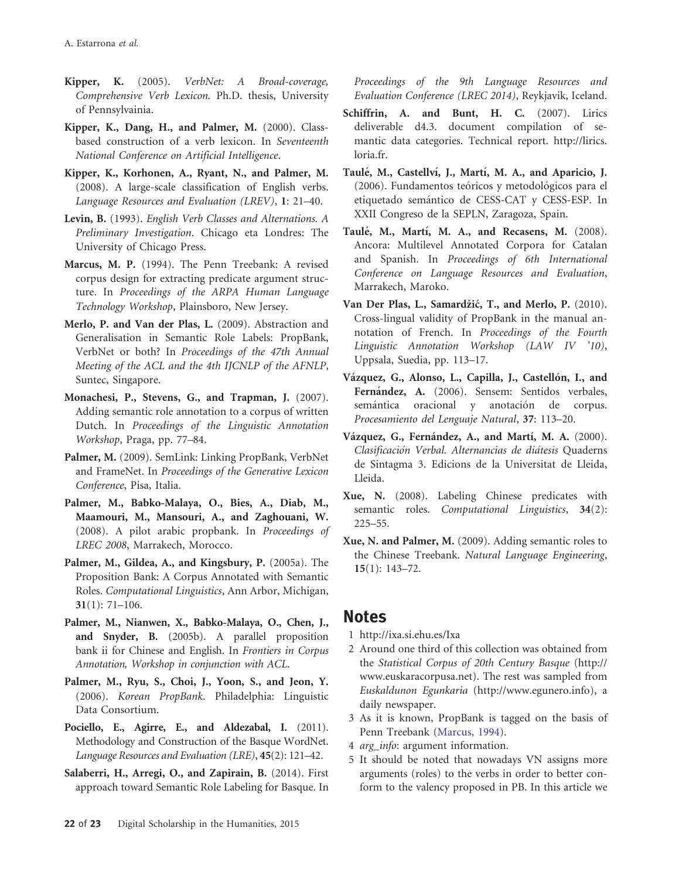**Kipper, K.** (2005). *VerbNet: A Broad-coverage, Comprehensive Verb Lexicon.* Ph.D. thesis, University of Pennsylvainia.

**Kipper, K., Dang, H., and Palmer, M.** (2000). Class-based construction of a verb lexicon. In *Seventeenth National Conference on Artificial Intelligence*.

**Kipper, K., Korhonen, A., Ryant, N., and Palmer, M.** (2008). A large-scale classification of English verbs. *Language Resources and Evaluation (LREV)*, **1**: 21–40.

**Levin, B.** (1993). *English Verb Classes and Alternations. A Preliminary Investigation*. Chicago eta Londres: The University of Chicago Press.

**Marcus, M. P.** (1994). The Penn Treebank: A revised corpus design for extracting predicate argument structure. In *Proceedings of the ARPA Human Language Technology Workshop*, Plainsboro, New Jersey.

**Merlo, P. and Van der Plas, L.** (2009). Abstraction and Generalisation in Semantic Role Labels: PropBank, VerbNet or both? In *Proceedings of the 47th Annual Meeting of the ACL and the 4th IJCNLP of the AFNLP*, Suntec, Singapore.

**Monachesi, P., Stevens, G., and Trapman, J.** (2007). Adding semantic role annotation to a corpus of written Dutch. In *Proceedings of the Linguistic Annotation Workshop*, Praga, pp. 77–84.

**Palmer, M.** (2009). SemLink: Linking PropBank, VerbNet and FrameNet. In *Proceedings of the Generative Lexicon Conference*, Pisa, Italia.

**Palmer, M., Babko-Malaya, O., Bies, A., Diab, M., Maamouri, M., Mansouri, A., and Zaghouani, W.** (2008). A pilot arabic propbank. In *Proceedings of LREC 2008*, Marrakech, Morocco.

**Palmer, M., Gildea, A., and Kingsbury, P.** (2005a). The Proposition Bank: A Corpus Annotated with Semantic Roles. *Computational Linguistics*, Ann Arbor, Michigan, **31**(1): 71–106.

**Palmer, M., Nianwen, X., Babko-Malaya, O., Chen, J., and Snyder, B.** (2005b). A parallel proposition bank ii for Chinese and English. In *Frontiers in Corpus Annotation, Workshop in conjunction with ACL*.

**Palmer, M., Ryu, S., Choi, J., Yoon, S., and Jeon, Y.** (2006). *Korean PropBank*. Philadelphia: Linguistic Data Consortium.

**Pociello, E., Agirre, E., and Aldezabal, I.** (2011). Methodology and Construction of the Basque WordNet. *Language Resources and Evaluation (LRE)*, **45**(2): 121–42.

**Salaberri, H., Arregi, O., and Zapirain, B.** (2014). First approach toward Semantic Role Labeling for Basque. In *Proceedings of the 9th Language Resources and Evaluation Conference (LREC 2014)*, Reykjavik, Iceland.

**Schiffrin, A. and Bunt, H. C.** (2007). Lirics deliverable d4.3. document compilation of semantic data categories. Technical report. http://lirics.loria.fr.

**Taulé, M., Castellví, J., Martí, M. A., and Aparicio, J.** (2006). Fundamentos teóricos y metodológicos para el etiquetado semántico de CESS-CAT y CESS-ESP. In XXII Congreso de la SEPLN, Zaragoza, Spain.

**Taulé, M., Martí, M. A., and Recasens, M.** (2008). Ancora: Multilevel Annotated Corpora for Catalan and Spanish. In *Proceedings of 6th International Conference on Language Resources and Evaluation*, Marrakech, Maroko.

**Van Der Plas, L., Samardžić, T., and Merlo, P.** (2010). Cross-lingual validity of PropBank in the manual annotation of French. In *Proceedings of the Fourth Linguistic Annotation Workshop (LAW IV '10)*, Uppsala, Suedia, pp. 113–17.

**Vázquez, G., Alonso, L., Capilla, J., Castellón, I., and Fernández, A.** (2006). Sensem: Sentidos verbales, semántica oracional y anotación de corpus. *Procesamiento del Lenguaje Natural*, **37**: 113–20.

**Vázquez, G., Fernández, A., and Martí, M. A.** (2000). *Clasificación Verbal. Alternancias de diátesis* Quaderns de Sintagma 3. Edicions de la Universitat de Lleida, Lleida.

**Xue, N.** (2008). Labeling Chinese predicates with semantic roles. *Computational Linguistics*, **34**(2): 225–55.

**Xue, N. and Palmer, M.** (2009). Adding semantic roles to the Chinese Treebank. *Natural Language Engineering*, **15**(1): 143–72.

## Notes

1. http://ixa.si.ehu.es/Ixa
2. Around one third of this collection was obtained from the *Statistical Corpus of 20th Century Basque* (http://www.euskaracorpusa.net). The rest was sampled from *Euskaldunon Egunkaria* (http://www.egunero.info), a daily newspaper.
3. As it is known, PropBank is tagged on the basis of Penn Treebank (Marcus, 1994).
4. *arg_info*: argument information.
5. It should be noted that nowadays VN assigns more arguments (roles) to the verbs in order to better conform to the valency proposed in PB. In this article we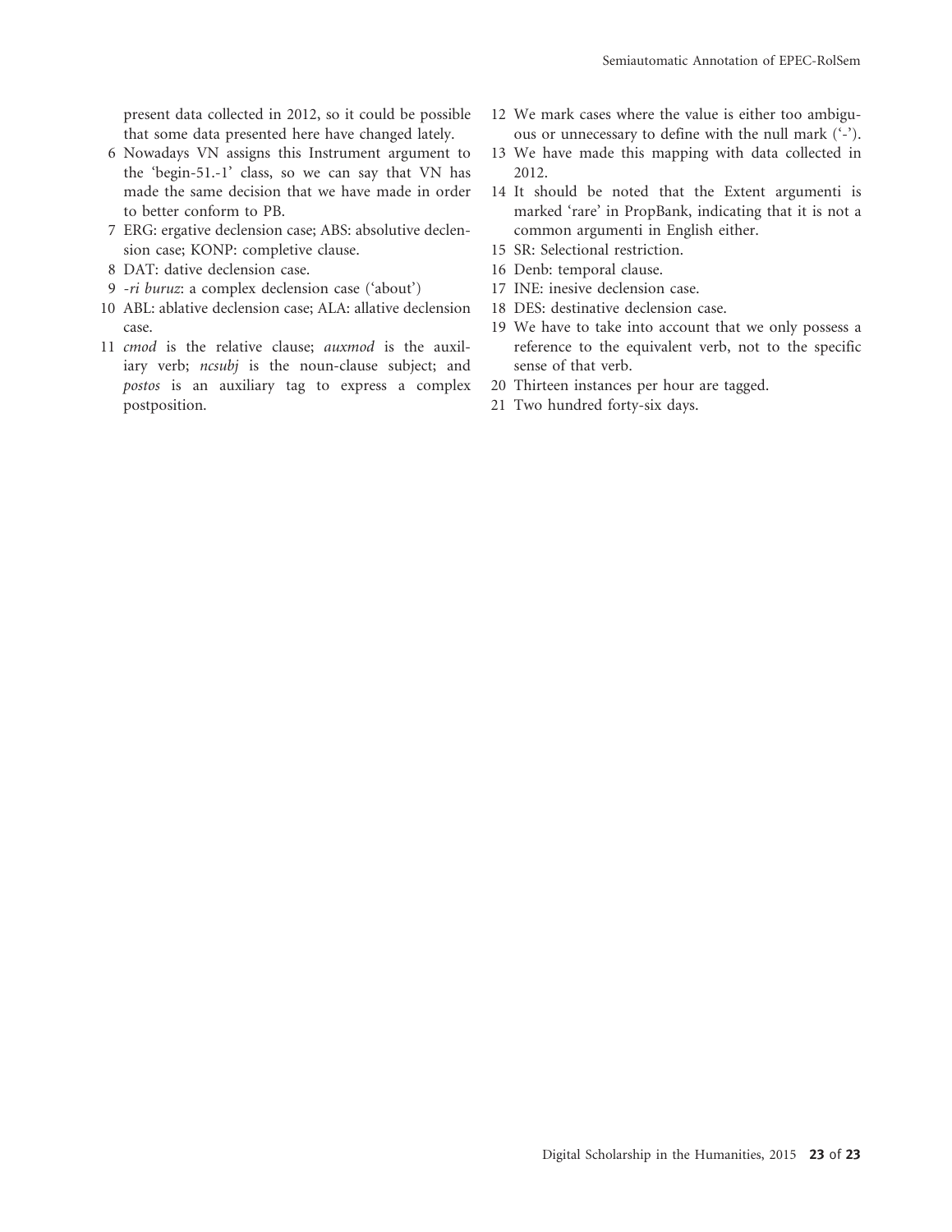present data collected in 2012, so it could be possible that some data presented here have changed lately.

6 Nowadays VN assigns this Instrument argument to the 'begin-51.-1' class, so we can say that VN has made the same decision that we have made in order to better conform to PB.

7 ERG: ergative declension case; ABS: absolutive declension case; KONP: completive clause.

8 DAT: dative declension case.

9 *-ri buruz*: a complex declension case ('about')

10 ABL: ablative declension case; ALA: allative declension case.

11 *cmod* is the relative clause; *auxmod* is the auxiliary verb; *ncsubj* is the noun-clause subject; and *postos* is an auxiliary tag to express a complex postposition.

12 We mark cases where the value is either too ambiguous or unnecessary to define with the null mark ('-').

13 We have made this mapping with data collected in 2012.

14 It should be noted that the Extent argumenti is marked 'rare' in PropBank, indicating that it is not a common argumenti in English either.

15 SR: Selectional restriction.

16 Denb: temporal clause.

17 INE: inesive declension case.

18 DES: destinative declension case.

19 We have to take into account that we only possess a reference to the equivalent verb, not to the specific sense of that verb.

20 Thirteen instances per hour are tagged.

21 Two hundred forty-six days.